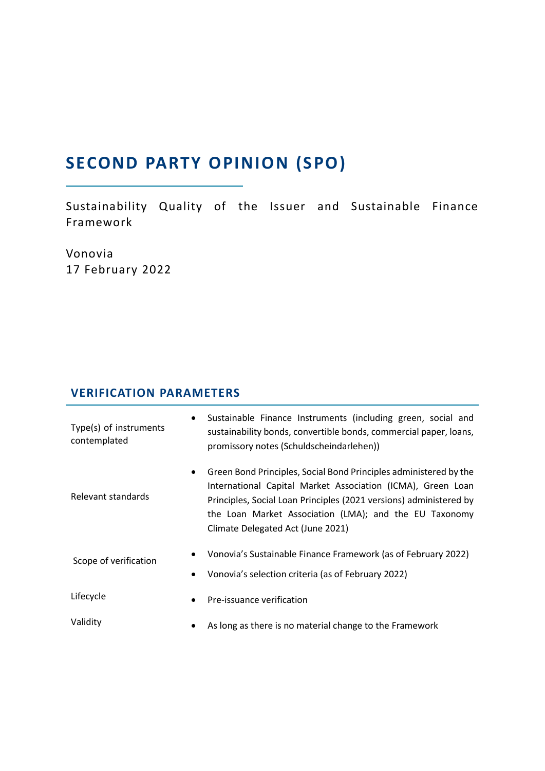# SECOND PARTY OPINION (SPO)

Sustainability Quality of the Issuer and Sustainable Finance Framework

Vonovia
17 February 2022

## VERIFICATION PARAMETERS

| | |
|---|---|
| Type(s) of instruments contemplated | • Sustainable Finance Instruments (including green, social and sustainability bonds, convertible bonds, commercial paper, loans, promissory notes (Schuldscheindarlehen)) |
| Relevant standards | • Green Bond Principles, Social Bond Principles administered by the International Capital Market Association (ICMA), Green Loan Principles, Social Loan Principles (2021 versions) administered by the Loan Market Association (LMA); and the EU Taxonomy Climate Delegated Act (June 2021) |
| Scope of verification | • Vonovia's Sustainable Finance Framework (as of February 2022)<br>• Vonovia's selection criteria (as of February 2022) |
| Lifecycle | • Pre-issuance verification |
| Validity | • As long as there is no material change to the Framework |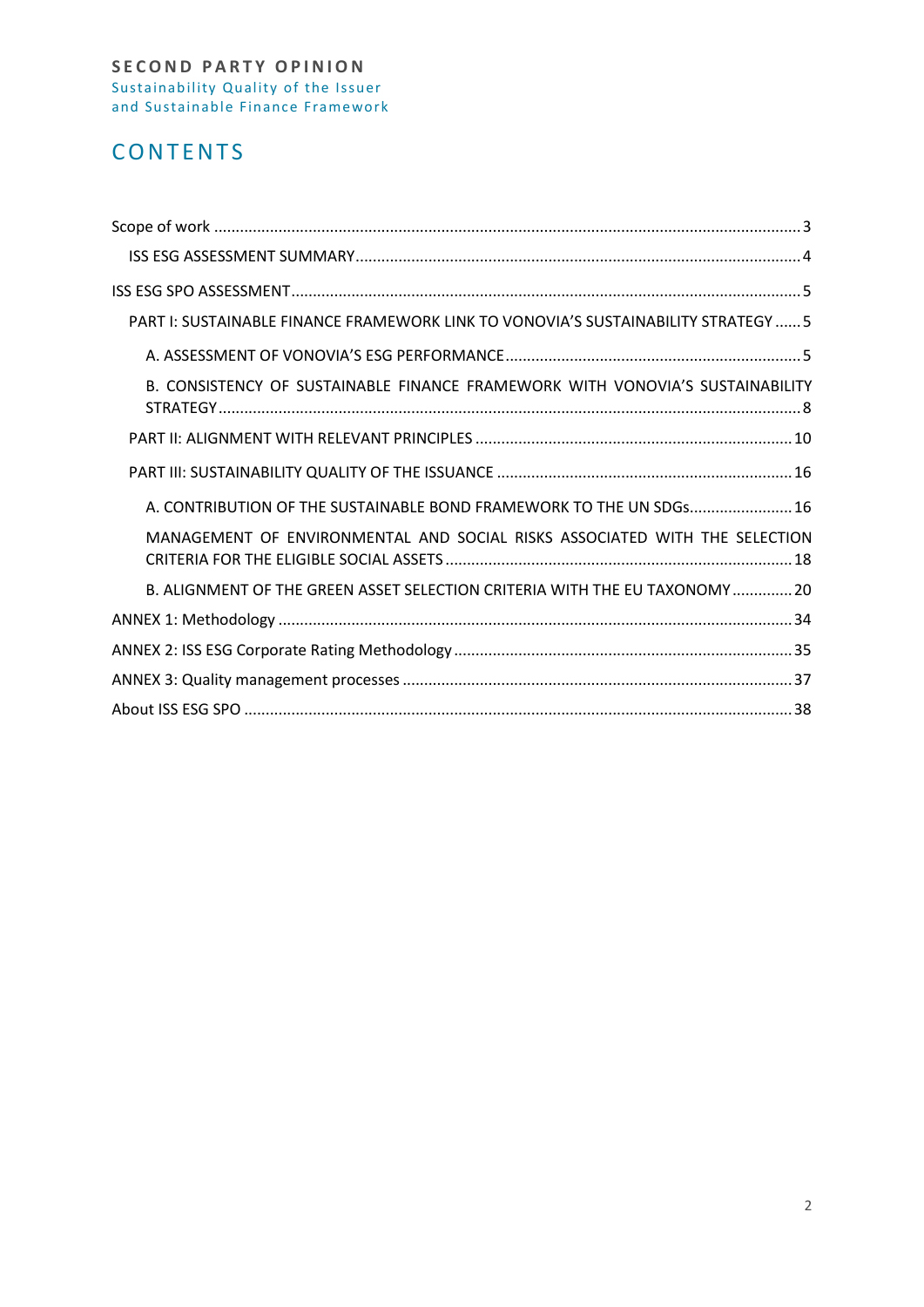# CONTENTS

Scope of work ........................................................................................................................... 3

ISS ESG ASSESSMENT SUMMARY ........................................................................................... 4

ISS ESG SPO ASSESSMENT ........................................................................................................ 5

PART I: SUSTAINABLE FINANCE FRAMEWORK LINK TO VONOVIA'S SUSTAINABILITY STRATEGY ...... 5

A. ASSESSMENT OF VONOVIA'S ESG PERFORMANCE ........................................................ 5

B. CONSISTENCY OF SUSTAINABLE FINANCE FRAMEWORK WITH VONOVIA'S SUSTAINABILITY STRATEGY ........................................................................................................................ 8

PART II: ALIGNMENT WITH RELEVANT PRINCIPLES ........................................................... 10

PART III: SUSTAINABILITY QUALITY OF THE ISSUANCE ..................................................... 16

A. CONTRIBUTION OF THE SUSTAINABLE BOND FRAMEWORK TO THE UN SDGs ........................ 16

MANAGEMENT OF ENVIRONMENTAL AND SOCIAL RISKS ASSOCIATED WITH THE SELECTION CRITERIA FOR THE ELIGIBLE SOCIAL ASSETS ................................................................ 18

B. ALIGNMENT OF THE GREEN ASSET SELECTION CRITERIA WITH THE EU TAXONOMY .............. 20

ANNEX 1: Methodology ........................................................................................................ 34

ANNEX 2: ISS ESG Corporate Rating Methodology ................................................................ 35

ANNEX 3: Quality management processes ........................................................................... 37

About ISS ESG SPO ................................................................................................................ 38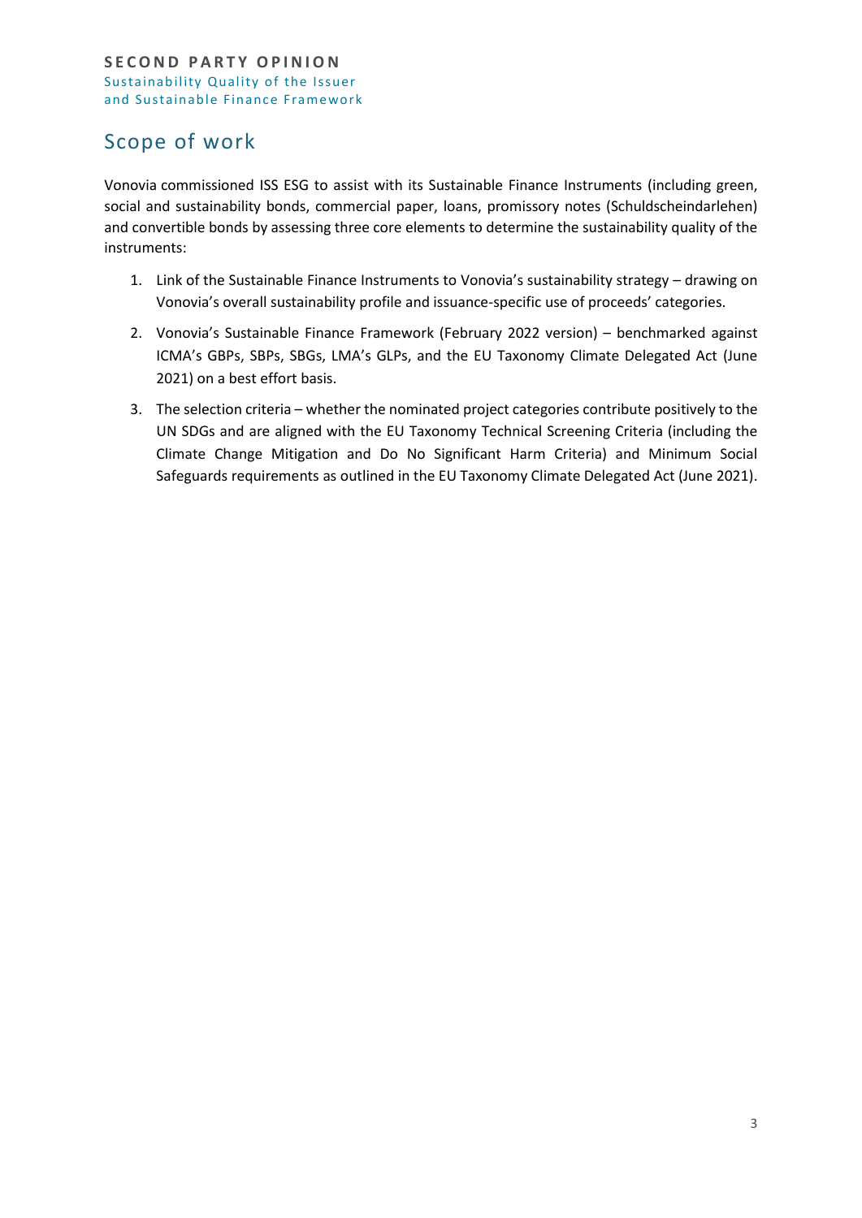## Scope of work

Vonovia commissioned ISS ESG to assist with its Sustainable Finance Instruments (including green, social and sustainability bonds, commercial paper, loans, promissory notes (Schuldscheindarlehen) and convertible bonds by assessing three core elements to determine the sustainability quality of the instruments:

1. Link of the Sustainable Finance Instruments to Vonovia's sustainability strategy – drawing on Vonovia's overall sustainability profile and issuance-specific use of proceeds' categories.
2. Vonovia's Sustainable Finance Framework (February 2022 version) – benchmarked against ICMA's GBPs, SBPs, SBGs, LMA's GLPs, and the EU Taxonomy Climate Delegated Act (June 2021) on a best effort basis.
3. The selection criteria – whether the nominated project categories contribute positively to the UN SDGs and are aligned with the EU Taxonomy Technical Screening Criteria (including the Climate Change Mitigation and Do No Significant Harm Criteria) and Minimum Social Safeguards requirements as outlined in the EU Taxonomy Climate Delegated Act (June 2021).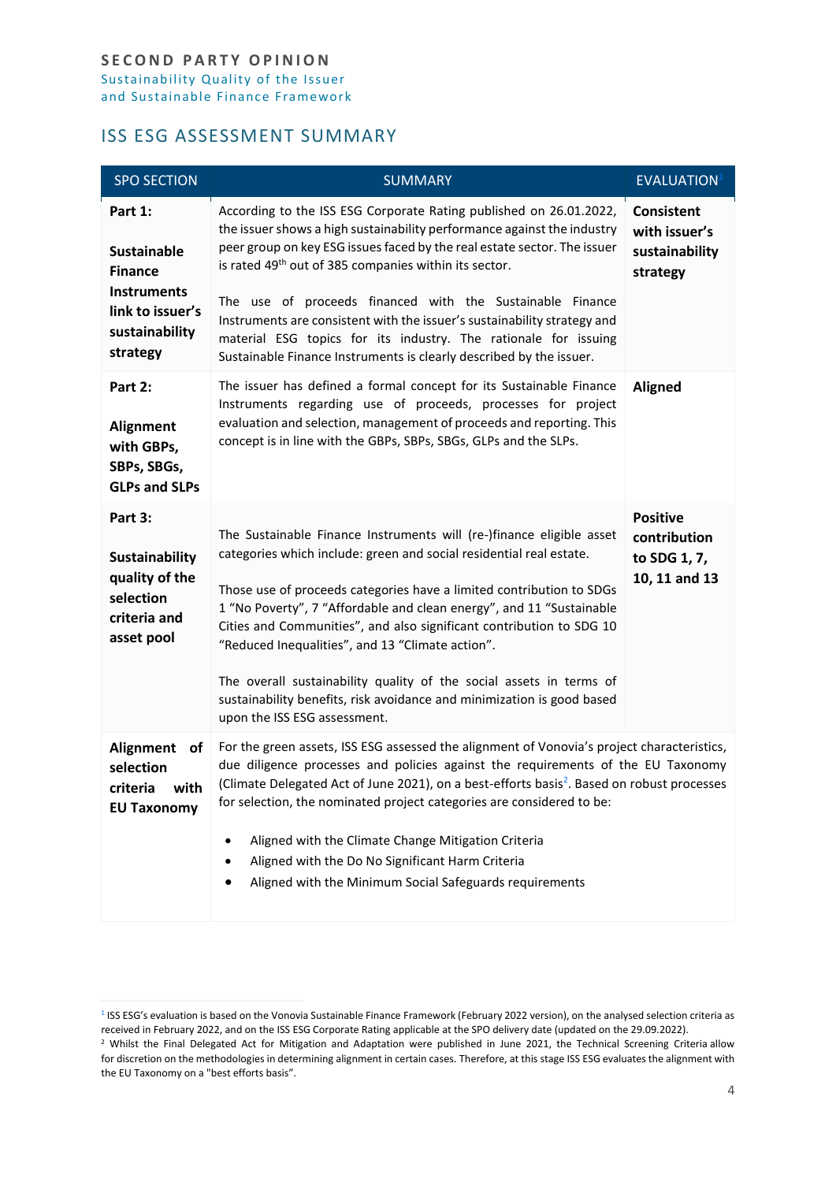## ISS ESG ASSESSMENT SUMMARY

| SPO SECTION | SUMMARY | EVALUATION[1] |
|---|---|---|
| **Part 1: Sustainable Finance Instruments link to issuer's sustainability strategy** | According to the ISS ESG Corporate Rating published on 26.01.2022, the issuer shows a high sustainability performance against the industry peer group on key ESG issues faced by the real estate sector. The issuer is rated 49th out of 385 companies within its sector.<br><br>The use of proceeds financed with the Sustainable Finance Instruments are consistent with the issuer's sustainability strategy and material ESG topics for its industry. The rationale for issuing Sustainable Finance Instruments is clearly described by the issuer. | **Consistent with issuer's sustainability strategy** |
| **Part 2: Alignment with GBPs, SBPs, SBGs, GLPs and SLPs** | The issuer has defined a formal concept for its Sustainable Finance Instruments regarding use of proceeds, processes for project evaluation and selection, management of proceeds and reporting. This concept is in line with the GBPs, SBPs, SBGs, GLPs and the SLPs. | **Aligned** |
| **Part 3: Sustainability quality of the selection criteria and asset pool** | The Sustainable Finance Instruments will (re-)finance eligible asset categories which include: green and social residential real estate.<br><br>Those use of proceeds categories have a limited contribution to SDGs 1 "No Poverty", 7 "Affordable and clean energy", and 11 "Sustainable Cities and Communities", and also significant contribution to SDG 10 "Reduced Inequalities", and 13 "Climate action".<br><br>The overall sustainability quality of the social assets in terms of sustainability benefits, risk avoidance and minimization is good based upon the ISS ESG assessment. | **Positive contribution to SDG 1, 7, 10, 11 and 13** |
| **Alignment of selection criteria with EU Taxonomy** | For the green assets, ISS ESG assessed the alignment of Vonovia's project characteristics, due diligence processes and policies against the requirements of the EU Taxonomy (Climate Delegated Act of June 2021), on a best-efforts basis[2]. Based on robust processes for selection, the nominated project categories are considered to be:<br><br>• Aligned with the Climate Change Mitigation Criteria<br>• Aligned with the Do No Significant Harm Criteria<br>• Aligned with the Minimum Social Safeguards requirements | |

[1] ISS ESG's evaluation is based on the Vonovia Sustainable Finance Framework (February 2022 version), on the analysed selection criteria as received in February 2022, and on the ISS ESG Corporate Rating applicable at the SPO delivery date (updated on the 29.09.2022).

[2] Whilst the Final Delegated Act for Mitigation and Adaptation were published in June 2021, the Technical Screening Criteria allow for discretion on the methodologies in determining alignment in certain cases. Therefore, at this stage ISS ESG evaluates the alignment with the EU Taxonomy on a "best efforts basis".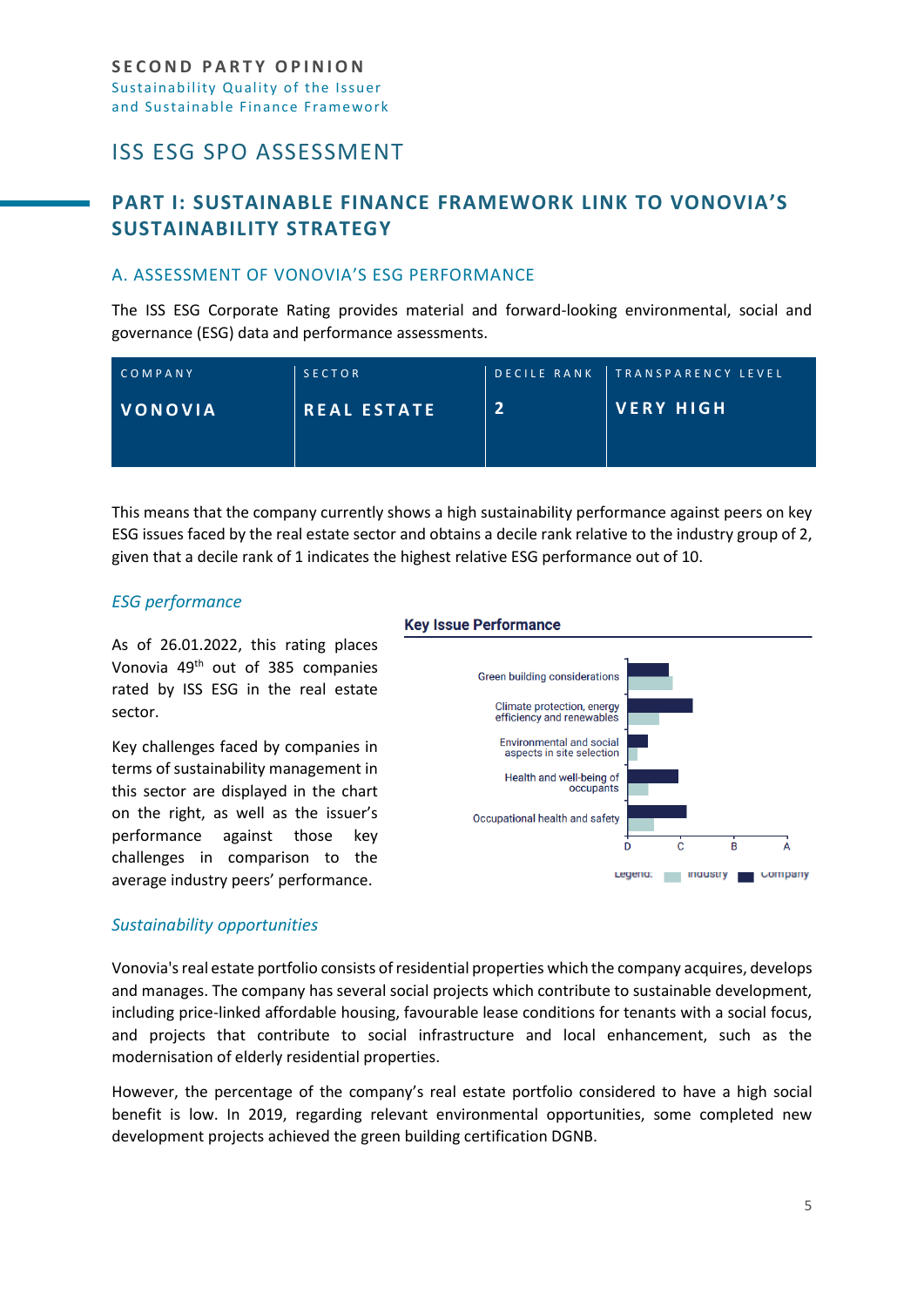SECOND PARTY OPINION
Sustainability Quality of the Issuer and Sustainable Finance Framework

# ISS ESG SPO ASSESSMENT

## PART I: SUSTAINABLE FINANCE FRAMEWORK LINK TO VONOVIA'S SUSTAINABILITY STRATEGY

### A. ASSESSMENT OF VONOVIA'S ESG PERFORMANCE

The ISS ESG Corporate Rating provides material and forward-looking environmental, social and governance (ESG) data and performance assessments.

| COMPANY | SECTOR | DECILE RANK | TRANSPARENCY LEVEL |
|---|---|---|---|
| **VONOVIA** | **REAL ESTATE** | **2** | **VERY HIGH** |

This means that the company currently shows a high sustainability performance against peers on key ESG issues faced by the real estate sector and obtains a decile rank relative to the industry group of 2, given that a decile rank of 1 indicates the highest relative ESG performance out of 10.

*ESG performance*

As of 26.01.2022, this rating places Vonovia 49th out of 385 companies rated by ISS ESG in the real estate sector.

Key challenges faced by companies in terms of sustainability management in this sector are displayed in the chart on the right, as well as the issuer's performance against those key challenges in comparison to the average industry peers' performance.

**Key Issue Performance**

Green building considerations
Climate protection, energy efficiency and renewables
Environmental and social aspects in site selection
Health and well-being of occupants
Occupational health and safety

D C B A

Legend: Industry Company

*Sustainability opportunities*

Vonovia's real estate portfolio consists of residential properties which the company acquires, develops and manages. The company has several social projects which contribute to sustainable development, including price-linked affordable housing, favourable lease conditions for tenants with a social focus, and projects that contribute to social infrastructure and local enhancement, such as the modernisation of elderly residential properties.

However, the percentage of the company's real estate portfolio considered to have a high social benefit is low. In 2019, regarding relevant environmental opportunities, some completed new development projects achieved the green building certification DGNB.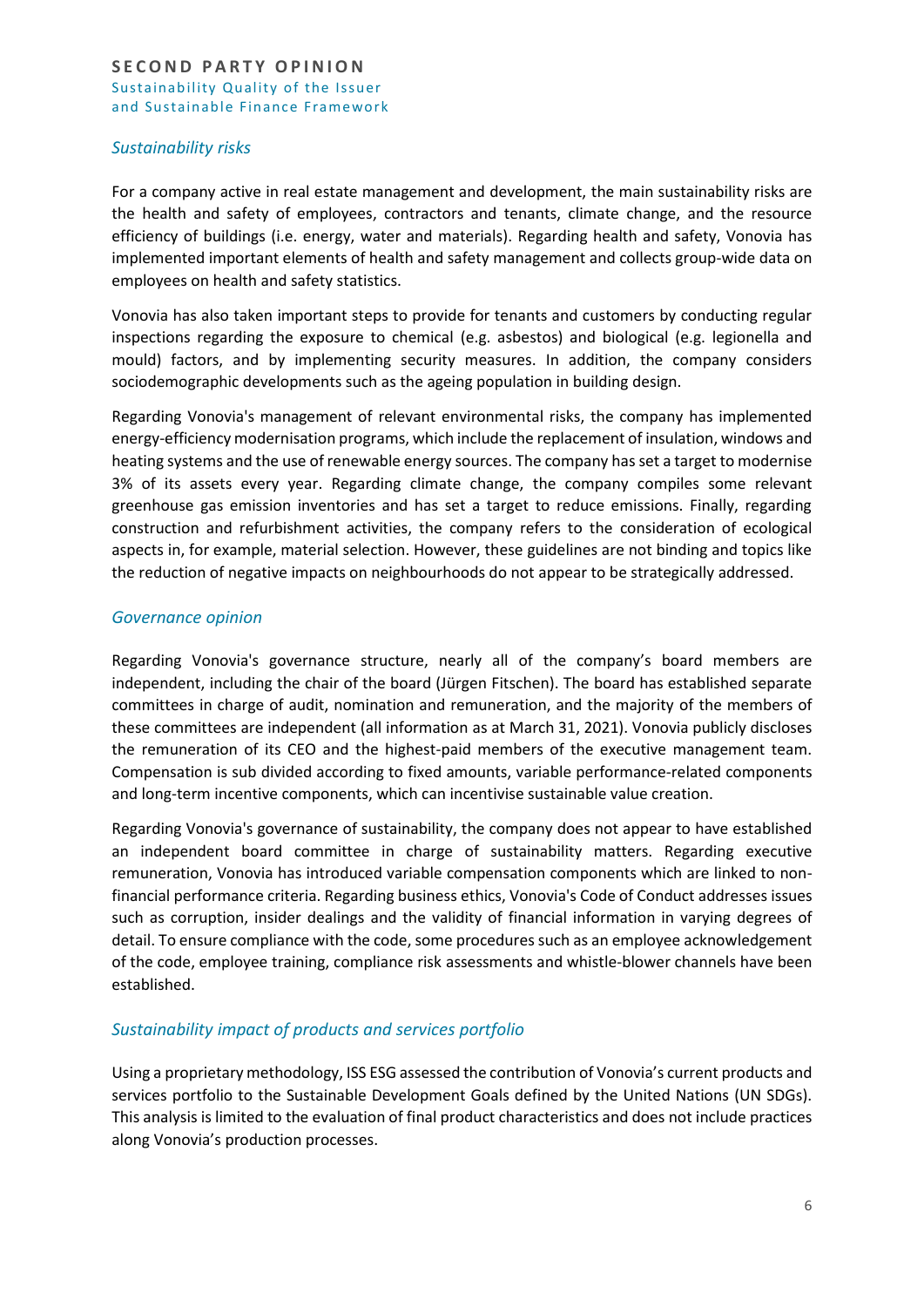### *Sustainability risks*

For a company active in real estate management and development, the main sustainability risks are the health and safety of employees, contractors and tenants, climate change, and the resource efficiency of buildings (i.e. energy, water and materials). Regarding health and safety, Vonovia has implemented important elements of health and safety management and collects group-wide data on employees on health and safety statistics.

Vonovia has also taken important steps to provide for tenants and customers by conducting regular inspections regarding the exposure to chemical (e.g. asbestos) and biological (e.g. legionella and mould) factors, and by implementing security measures. In addition, the company considers sociodemographic developments such as the ageing population in building design.

Regarding Vonovia's management of relevant environmental risks, the company has implemented energy-efficiency modernisation programs, which include the replacement of insulation, windows and heating systems and the use of renewable energy sources. The company has set a target to modernise 3% of its assets every year. Regarding climate change, the company compiles some relevant greenhouse gas emission inventories and has set a target to reduce emissions. Finally, regarding construction and refurbishment activities, the company refers to the consideration of ecological aspects in, for example, material selection. However, these guidelines are not binding and topics like the reduction of negative impacts on neighbourhoods do not appear to be strategically addressed.

### *Governance opinion*

Regarding Vonovia's governance structure, nearly all of the company's board members are independent, including the chair of the board (Jürgen Fitschen). The board has established separate committees in charge of audit, nomination and remuneration, and the majority of the members of these committees are independent (all information as at March 31, 2021). Vonovia publicly discloses the remuneration of its CEO and the highest-paid members of the executive management team. Compensation is sub divided according to fixed amounts, variable performance-related components and long-term incentive components, which can incentivise sustainable value creation.

Regarding Vonovia's governance of sustainability, the company does not appear to have established an independent board committee in charge of sustainability matters. Regarding executive remuneration, Vonovia has introduced variable compensation components which are linked to non-financial performance criteria. Regarding business ethics, Vonovia's Code of Conduct addresses issues such as corruption, insider dealings and the validity of financial information in varying degrees of detail. To ensure compliance with the code, some procedures such as an employee acknowledgement of the code, employee training, compliance risk assessments and whistle-blower channels have been established.

### *Sustainability impact of products and services portfolio*

Using a proprietary methodology, ISS ESG assessed the contribution of Vonovia's current products and services portfolio to the Sustainable Development Goals defined by the United Nations (UN SDGs). This analysis is limited to the evaluation of final product characteristics and does not include practices along Vonovia's production processes.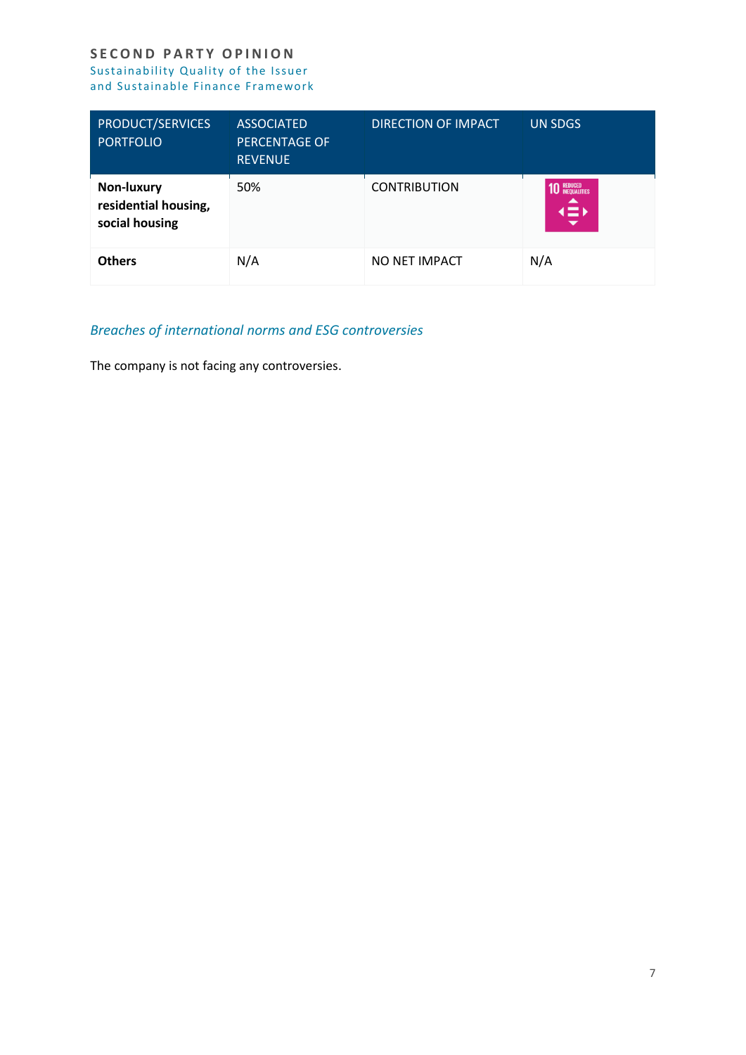| PRODUCT/SERVICES PORTFOLIO | ASSOCIATED PERCENTAGE OF REVENUE | DIRECTION OF IMPACT | UN SDGS |
|---|---|---|---|
| **Non-luxury residential housing, social housing** | 50% | CONTRIBUTION | 10 REDUCED INEQUALITIES |
| **Others** | N/A | NO NET IMPACT | N/A |

### *Breaches of international norms and ESG controversies*

The company is not facing any controversies.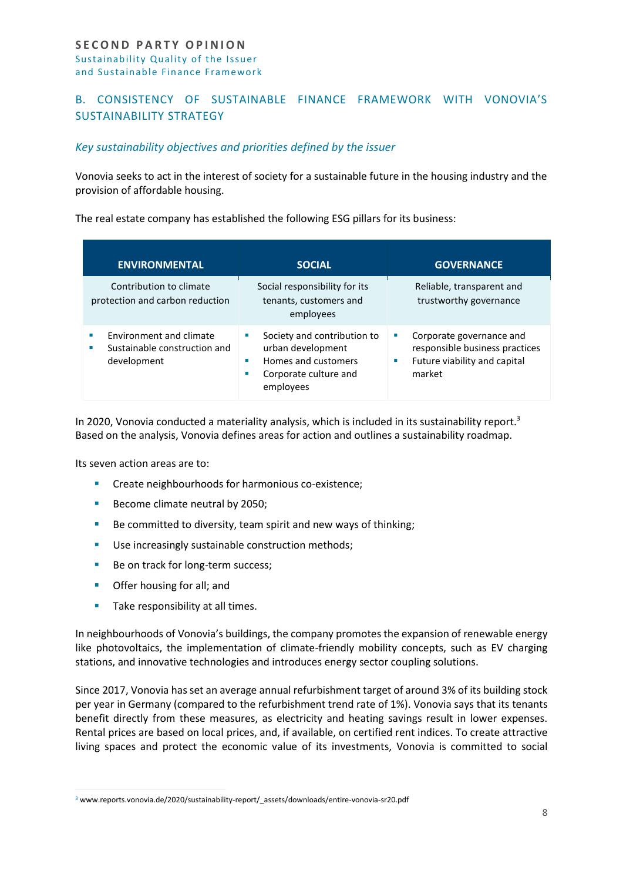## B. CONSISTENCY OF SUSTAINABLE FINANCE FRAMEWORK WITH VONOVIA'S SUSTAINABILITY STRATEGY

### *Key sustainability objectives and priorities defined by the issuer*

Vonovia seeks to act in the interest of society for a sustainable future in the housing industry and the provision of affordable housing.

The real estate company has established the following ESG pillars for its business:

| ENVIRONMENTAL | SOCIAL | GOVERNANCE |
|---|---|---|
| Contribution to climate protection and carbon reduction | Social responsibility for its tenants, customers and employees | Reliable, transparent and trustworthy governance |
| ▪ Environment and climate<br>▪ Sustainable construction and development | ▪ Society and contribution to urban development<br>▪ Homes and customers<br>▪ Corporate culture and employees | ▪ Corporate governance and responsible business practices<br>▪ Future viability and capital market |

In 2020, Vonovia conducted a materiality analysis, which is included in its sustainability report.[3] Based on the analysis, Vonovia defines areas for action and outlines a sustainability roadmap.

Its seven action areas are to:

- Create neighbourhoods for harmonious co-existence;
- Become climate neutral by 2050;
- Be committed to diversity, team spirit and new ways of thinking;
- Use increasingly sustainable construction methods;
- Be on track for long-term success;
- Offer housing for all; and
- Take responsibility at all times.

In neighbourhoods of Vonovia's buildings, the company promotes the expansion of renewable energy like photovoltaics, the implementation of climate-friendly mobility concepts, such as EV charging stations, and innovative technologies and introduces energy sector coupling solutions.

Since 2017, Vonovia has set an average annual refurbishment target of around 3% of its building stock per year in Germany (compared to the refurbishment trend rate of 1%). Vonovia says that its tenants benefit directly from these measures, as electricity and heating savings result in lower expenses. Rental prices are based on local prices, and, if available, on certified rent indices. To create attractive living spaces and protect the economic value of its investments, Vonovia is committed to social

[3] www.reports.vonovia.de/2020/sustainability-report/_assets/downloads/entire-vonovia-sr20.pdf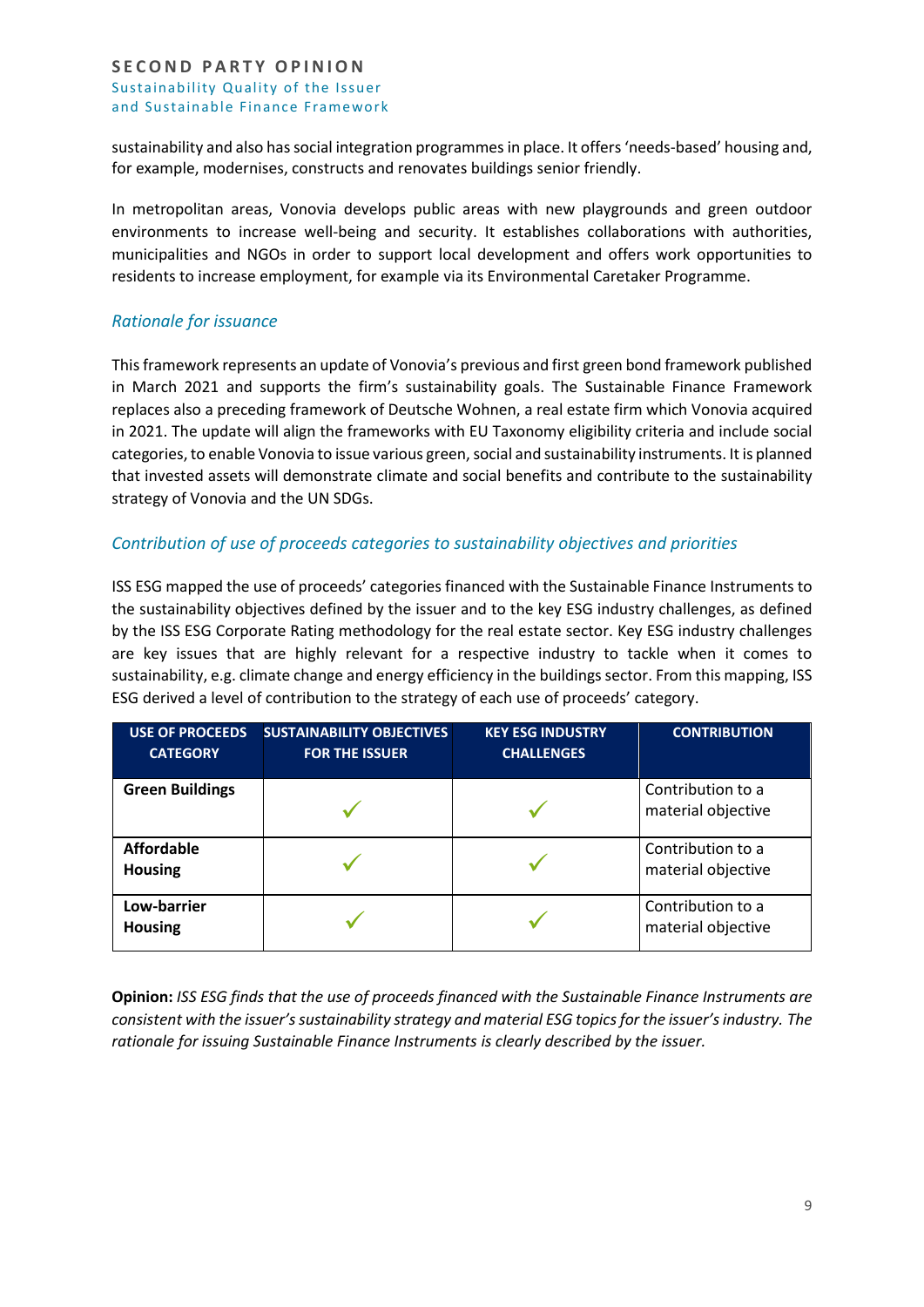sustainability and also has social integration programmes in place. It offers 'needs-based' housing and, for example, modernises, constructs and renovates buildings senior friendly.

In metropolitan areas, Vonovia develops public areas with new playgrounds and green outdoor environments to increase well-being and security. It establishes collaborations with authorities, municipalities and NGOs in order to support local development and offers work opportunities to residents to increase employment, for example via its Environmental Caretaker Programme.

### *Rationale for issuance*

This framework represents an update of Vonovia's previous and first green bond framework published in March 2021 and supports the firm's sustainability goals. The Sustainable Finance Framework replaces also a preceding framework of Deutsche Wohnen, a real estate firm which Vonovia acquired in 2021. The update will align the frameworks with EU Taxonomy eligibility criteria and include social categories, to enable Vonovia to issue various green, social and sustainability instruments. It is planned that invested assets will demonstrate climate and social benefits and contribute to the sustainability strategy of Vonovia and the UN SDGs.

### *Contribution of use of proceeds categories to sustainability objectives and priorities*

ISS ESG mapped the use of proceeds' categories financed with the Sustainable Finance Instruments to the sustainability objectives defined by the issuer and to the key ESG industry challenges, as defined by the ISS ESG Corporate Rating methodology for the real estate sector. Key ESG industry challenges are key issues that are highly relevant for a respective industry to tackle when it comes to sustainability, e.g. climate change and energy efficiency in the buildings sector. From this mapping, ISS ESG derived a level of contribution to the strategy of each use of proceeds' category.

| USE OF PROCEEDS CATEGORY | SUSTAINABILITY OBJECTIVES FOR THE ISSUER | KEY ESG INDUSTRY CHALLENGES | CONTRIBUTION |
|---|---|---|---|
| **Green Buildings** | ✓ | ✓ | Contribution to a material objective |
| **Affordable Housing** | ✓ | ✓ | Contribution to a material objective |
| **Low-barrier Housing** | ✓ | ✓ | Contribution to a material objective |

**Opinion:** *ISS ESG finds that the use of proceeds financed with the Sustainable Finance Instruments are consistent with the issuer's sustainability strategy and material ESG topics for the issuer's industry. The rationale for issuing Sustainable Finance Instruments is clearly described by the issuer.*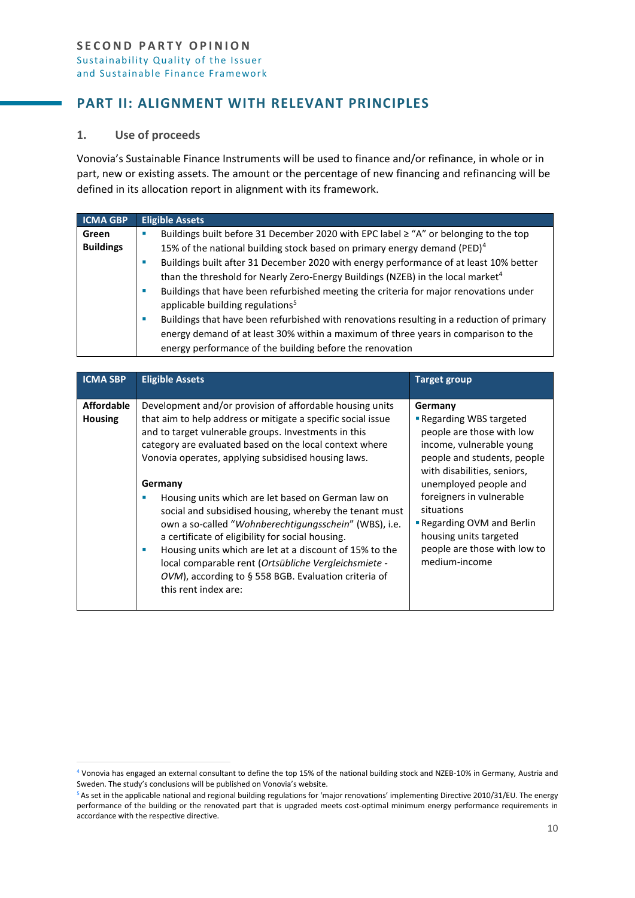## PART II: ALIGNMENT WITH RELEVANT PRINCIPLES

### 1. Use of proceeds

Vonovia's Sustainable Finance Instruments will be used to finance and/or refinance, in whole or in part, new or existing assets. The amount or the percentage of new financing and refinancing will be defined in its allocation report in alignment with its framework.

| ICMA GBP | Eligible Assets |
|---|---|
| **Green Buildings** | ▪ Buildings built before 31 December 2020 with EPC label ≥ "A" or belonging to the top 15% of the national building stock based on primary energy demand (PED)[4]<br>▪ Buildings built after 31 December 2020 with energy performance of at least 10% better than the threshold for Nearly Zero-Energy Buildings (NZEB) in the local market[4]<br>▪ Buildings that have been refurbished meeting the criteria for major renovations under applicable building regulations[5]<br>▪ Buildings that have been refurbished with renovations resulting in a reduction of primary energy demand of at least 30% within a maximum of three years in comparison to the energy performance of the building before the renovation |

| ICMA SBP | Eligible Assets | Target group |
|---|---|---|
| **Affordable Housing** | Development and/or provision of affordable housing units that aim to help address or mitigate a specific social issue and to target vulnerable groups. Investments in this category are evaluated based on the local context where Vonovia operates, applying subsidised housing laws.<br><br>**Germany**<br>▪ Housing units which are let based on German law on social and subsidised housing, whereby the tenant must own a so-called "*Wohnberechtigungsschein*" (WBS), i.e. a certificate of eligibility for social housing.<br>▪ Housing units which are let at a discount of 15% to the local comparable rent (*Ortsübliche Vergleichsmiete - OVM*), according to § 558 BGB. Evaluation criteria of this rent index are: | **Germany**<br>▪ Regarding WBS targeted people are those with low income, vulnerable young people and students, people with disabilities, seniors, unemployed people and foreigners in vulnerable situations<br>▪ Regarding OVM and Berlin housing units targeted people are those with low to medium-income |

[4] Vonovia has engaged an external consultant to define the top 15% of the national building stock and NZEB-10% in Germany, Austria and Sweden. The study's conclusions will be published on Vonovia's website.

[5] As set in the applicable national and regional building regulations for 'major renovations' implementing Directive 2010/31/EU. The energy performance of the building or the renovated part that is upgraded meets cost-optimal minimum energy performance requirements in accordance with the respective directive.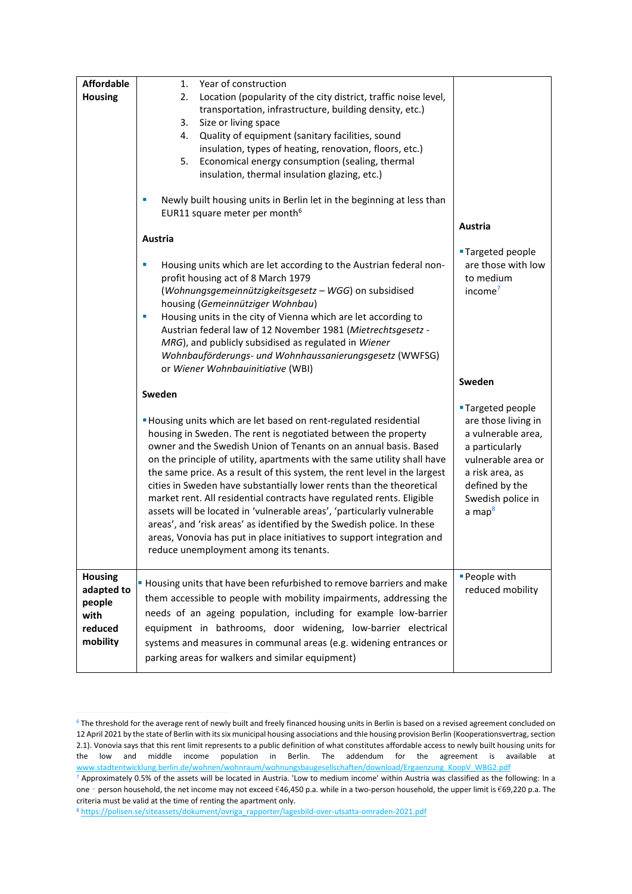| | | |
|---|---|---|
| **Affordable Housing** | 1. Year of construction<br>2. Location (popularity of the city district, traffic noise level, transportation, infrastructure, building density, etc.)<br>3. Size or living space<br>4. Quality of equipment (sanitary facilities, sound insulation, types of heating, renovation, floors, etc.)<br>5. Economical energy consumption (sealing, thermal insulation, thermal insulation glazing, etc.)<br><br>▪ Newly built housing units in Berlin let in the beginning at less than EUR11 square meter per month[6]<br><br>**Austria**<br><br>▪ Housing units which are let according to the Austrian federal non-profit housing act of 8 March 1979 (*Wohnungsgemeinnützigkeitsgesetz – WGG*) on subsidised housing (*Gemeinnütziger Wohnbau*)<br>▪ Housing units in the city of Vienna which are let according to Austrian federal law of 12 November 1981 (*Mietrechtsgesetz - MRG*), and publicly subsidised as regulated in *Wiener Wohnbauförderungs- und Wohnhaussanierungsgesetz* (WWFSG) or *Wiener Wohnbauinitiative* (WBI)<br><br>**Sweden**<br><br>▪ Housing units which are let based on rent-regulated residential housing in Sweden. The rent is negotiated between the property owner and the Swedish Union of Tenants on an annual basis. Based on the principle of utility, apartments with the same utility shall have the same price. As a result of this system, the rent level in the largest cities in Sweden have substantially lower rents than the theoretical market rent. All residential contracts have regulated rents. Eligible assets will be located in 'vulnerable areas', 'particularly vulnerable areas', and 'risk areas' as identified by the Swedish police. In these areas, Vonovia has put in place initiatives to support integration and reduce unemployment among its tenants. | **Austria**<br><br>▪ Targeted people are those with low to medium income[7]<br><br>**Sweden**<br><br>▪ Targeted people are those living in a vulnerable area, a particularly vulnerable area or a risk area, as defined by the Swedish police in a map[8] |
| **Housing adapted to people with reduced mobility** | ▪ Housing units that have been refurbished to remove barriers and make them accessible to people with mobility impairments, addressing the needs of an ageing population, including for example low-barrier equipment in bathrooms, door widening, low-barrier electrical systems and measures in communal areas (e.g. widening entrances or parking areas for walkers and similar equipment) | ▪ People with reduced mobility |

[6] The threshold for the average rent of newly built and freely financed housing units in Berlin is based on a revised agreement concluded on 12 April 2021 by the state of Berlin with its six municipal housing associations and thle housing provision Berlin (Kooperationsvertrag, section 2.1). Vonovia says that this rent limit represents to a public definition of what constitutes affordable access to newly built housing units for the low and middle income population in Berlin. The addendum for the agreement is available at www.stadtentwicklung.berlin.de/wohnen/wohnraum/wohnungsbaugesellschaften/download/Ergaenzung_KoopV_WBG2.pdf

[7] Approximately 0.5% of the assets will be located in Austria. 'Low to medium income' within Austria was classified as the following: In a one - person household, the net income may not exceed €46,450 p.a. while in a two-person household, the upper limit is €69,220 p.a. The criteria must be valid at the time of renting the apartment only.

[8] https://polisen.se/siteassets/dokument/ovriga_rapporter/lagesbild-over-utsatta-omraden-2021.pdf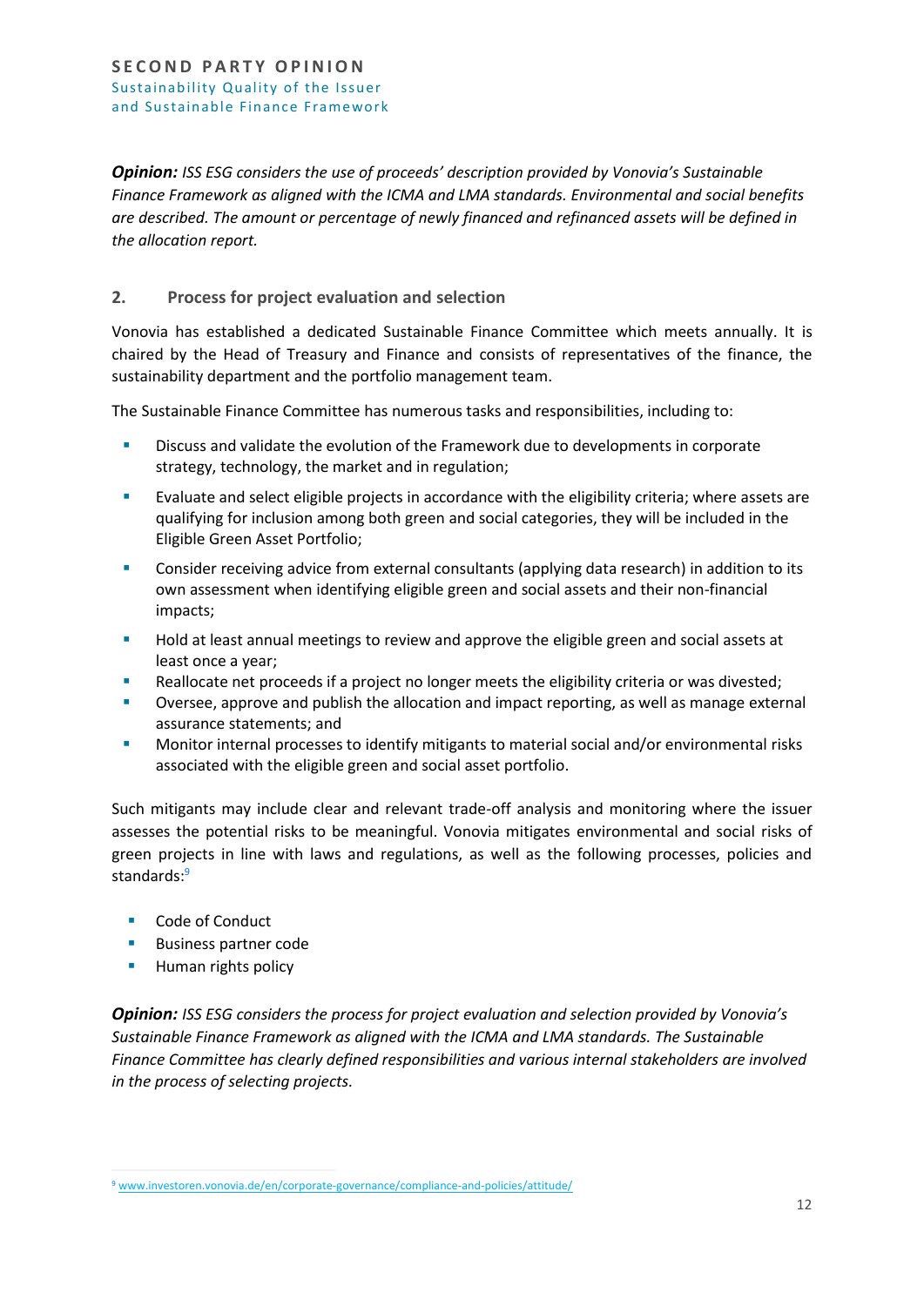***Opinion:*** *ISS ESG considers the use of proceeds' description provided by Vonovia's Sustainable Finance Framework as aligned with the ICMA and LMA standards. Environmental and social benefits are described. The amount or percentage of newly financed and refinanced assets will be defined in the allocation report.*

## 2. Process for project evaluation and selection

Vonovia has established a dedicated Sustainable Finance Committee which meets annually. It is chaired by the Head of Treasury and Finance and consists of representatives of the finance, the sustainability department and the portfolio management team.

The Sustainable Finance Committee has numerous tasks and responsibilities, including to:

- Discuss and validate the evolution of the Framework due to developments in corporate strategy, technology, the market and in regulation;
- Evaluate and select eligible projects in accordance with the eligibility criteria; where assets are qualifying for inclusion among both green and social categories, they will be included in the Eligible Green Asset Portfolio;
- Consider receiving advice from external consultants (applying data research) in addition to its own assessment when identifying eligible green and social assets and their non-financial impacts;
- Hold at least annual meetings to review and approve the eligible green and social assets at least once a year;
- Reallocate net proceeds if a project no longer meets the eligibility criteria or was divested;
- Oversee, approve and publish the allocation and impact reporting, as well as manage external assurance statements; and
- Monitor internal processes to identify mitigants to material social and/or environmental risks associated with the eligible green and social asset portfolio.

Such mitigants may include clear and relevant trade-off analysis and monitoring where the issuer assesses the potential risks to be meaningful. Vonovia mitigates environmental and social risks of green projects in line with laws and regulations, as well as the following processes, policies and standards:[9]

- Code of Conduct
- Business partner code
- Human rights policy

***Opinion:*** *ISS ESG considers the process for project evaluation and selection provided by Vonovia's Sustainable Finance Framework as aligned with the ICMA and LMA standards. The Sustainable Finance Committee has clearly defined responsibilities and various internal stakeholders are involved in the process of selecting projects.*

[9] www.investoren.vonovia.de/en/corporate-governance/compliance-and-policies/attitude/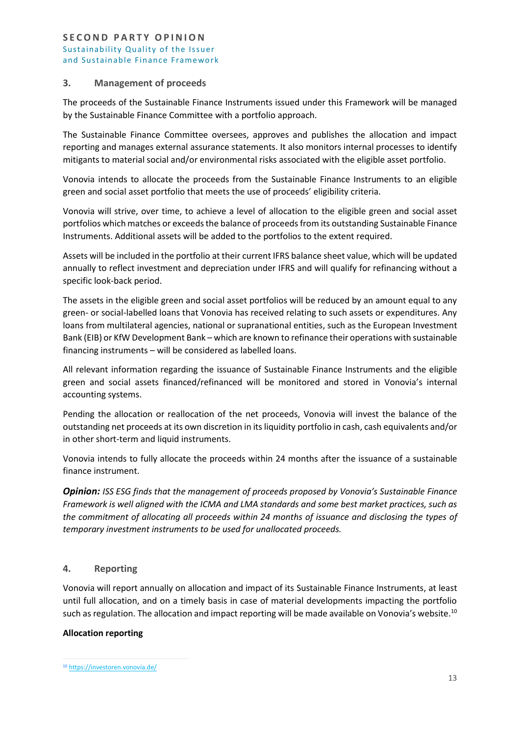## 3. Management of proceeds

The proceeds of the Sustainable Finance Instruments issued under this Framework will be managed by the Sustainable Finance Committee with a portfolio approach.

The Sustainable Finance Committee oversees, approves and publishes the allocation and impact reporting and manages external assurance statements. It also monitors internal processes to identify mitigants to material social and/or environmental risks associated with the eligible asset portfolio.

Vonovia intends to allocate the proceeds from the Sustainable Finance Instruments to an eligible green and social asset portfolio that meets the use of proceeds' eligibility criteria.

Vonovia will strive, over time, to achieve a level of allocation to the eligible green and social asset portfolios which matches or exceeds the balance of proceeds from its outstanding Sustainable Finance Instruments. Additional assets will be added to the portfolios to the extent required.

Assets will be included in the portfolio at their current IFRS balance sheet value, which will be updated annually to reflect investment and depreciation under IFRS and will qualify for refinancing without a specific look-back period.

The assets in the eligible green and social asset portfolios will be reduced by an amount equal to any green- or social-labelled loans that Vonovia has received relating to such assets or expenditures. Any loans from multilateral agencies, national or supranational entities, such as the European Investment Bank (EIB) or KfW Development Bank – which are known to refinance their operations with sustainable financing instruments – will be considered as labelled loans.

All relevant information regarding the issuance of Sustainable Finance Instruments and the eligible green and social assets financed/refinanced will be monitored and stored in Vonovia's internal accounting systems.

Pending the allocation or reallocation of the net proceeds, Vonovia will invest the balance of the outstanding net proceeds at its own discretion in its liquidity portfolio in cash, cash equivalents and/or in other short-term and liquid instruments.

Vonovia intends to fully allocate the proceeds within 24 months after the issuance of a sustainable finance instrument.

***Opinion:*** *ISS ESG finds that the management of proceeds proposed by Vonovia's Sustainable Finance Framework is well aligned with the ICMA and LMA standards and some best market practices, such as the commitment of allocating all proceeds within 24 months of issuance and disclosing the types of temporary investment instruments to be used for unallocated proceeds.*

## 4. Reporting

Vonovia will report annually on allocation and impact of its Sustainable Finance Instruments, at least until full allocation, and on a timely basis in case of material developments impacting the portfolio such as regulation. The allocation and impact reporting will be made available on Vonovia's website.[10]

**Allocation reporting**

[10] https://investoren.vonovia.de/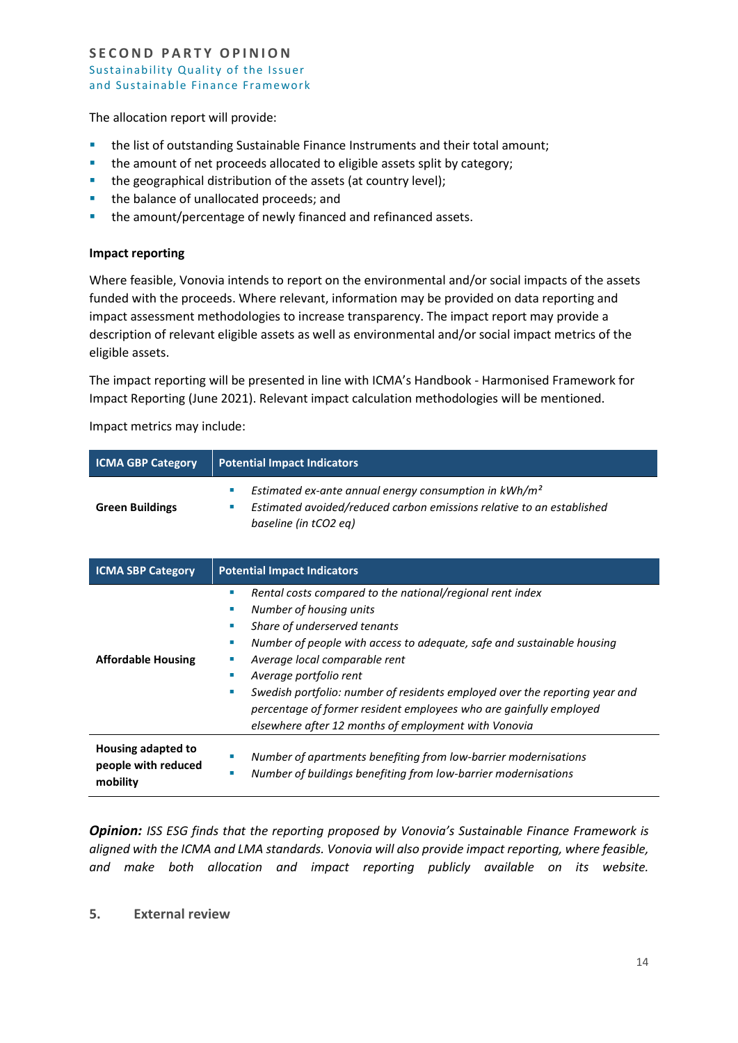The allocation report will provide:

- the list of outstanding Sustainable Finance Instruments and their total amount;
- the amount of net proceeds allocated to eligible assets split by category;
- the geographical distribution of the assets (at country level);
- the balance of unallocated proceeds; and
- the amount/percentage of newly financed and refinanced assets.

**Impact reporting**

Where feasible, Vonovia intends to report on the environmental and/or social impacts of the assets funded with the proceeds. Where relevant, information may be provided on data reporting and impact assessment methodologies to increase transparency. The impact report may provide a description of relevant eligible assets as well as environmental and/or social impact metrics of the eligible assets.

The impact reporting will be presented in line with ICMA's Handbook - Harmonised Framework for Impact Reporting (June 2021). Relevant impact calculation methodologies will be mentioned.

Impact metrics may include:

| ICMA GBP Category | Potential Impact Indicators |
|---|---|
| **Green Buildings** | - *Estimated ex-ante annual energy consumption in kWh/m²*<br>- *Estimated avoided/reduced carbon emissions relative to an established baseline (in tCO2 eq)* |

| ICMA SBP Category | Potential Impact Indicators |
|---|---|
| **Affordable Housing** | - *Rental costs compared to the national/regional rent index*<br>- *Number of housing units*<br>- *Share of underserved tenants*<br>- *Number of people with access to adequate, safe and sustainable housing*<br>- *Average local comparable rent*<br>- *Average portfolio rent*<br>- *Swedish portfolio: number of residents employed over the reporting year and percentage of former resident employees who are gainfully employed elsewhere after 12 months of employment with Vonovia* |
| **Housing adapted to people with reduced mobility** | - *Number of apartments benefiting from low-barrier modernisations*<br>- *Number of buildings benefiting from low-barrier modernisations* |

***Opinion:*** *ISS ESG finds that the reporting proposed by Vonovia's Sustainable Finance Framework is aligned with the ICMA and LMA standards. Vonovia will also provide impact reporting, where feasible, and make both allocation and impact reporting publicly available on its website.*

## 5. External review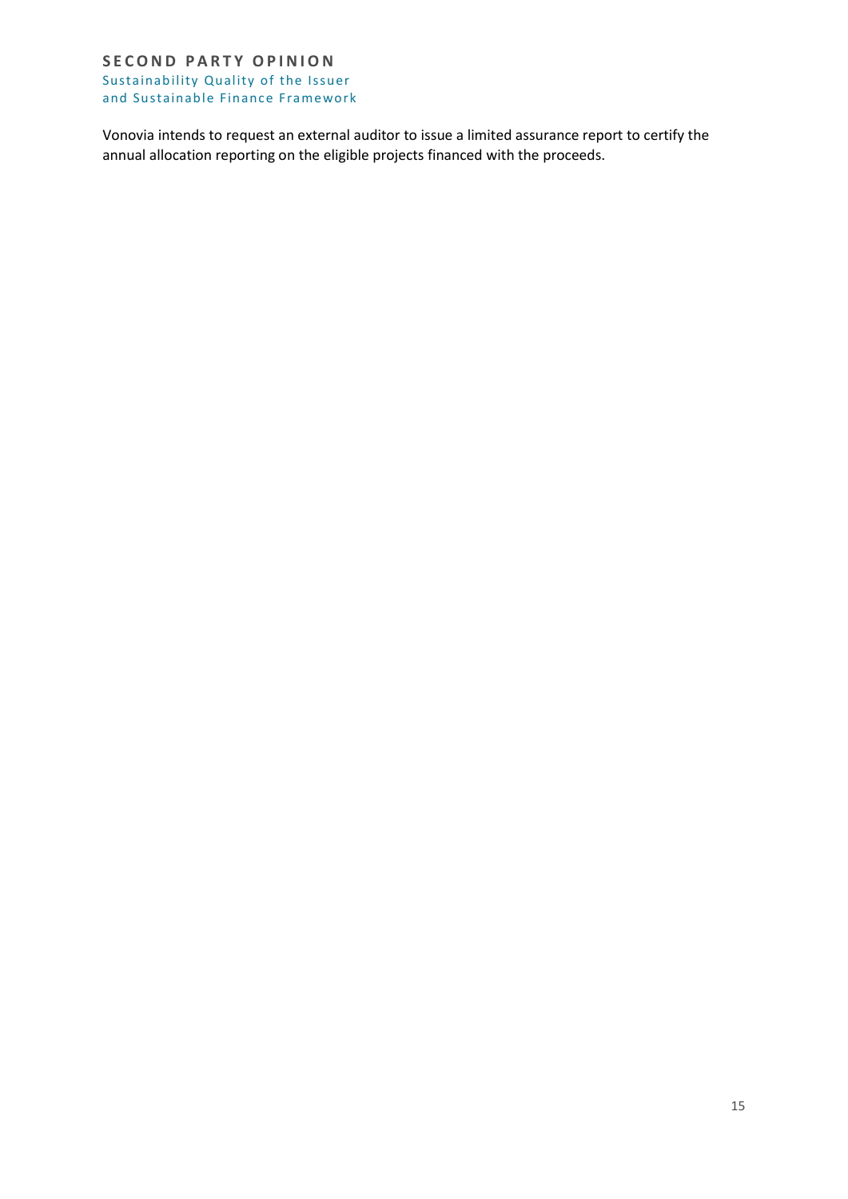Vonovia intends to request an external auditor to issue a limited assurance report to certify the annual allocation reporting on the eligible projects financed with the proceeds.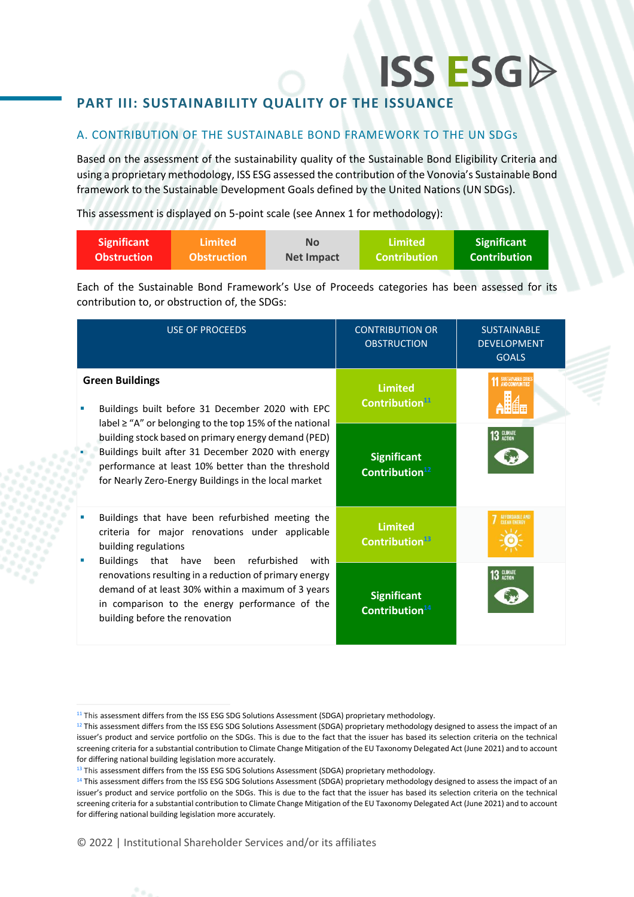## PART III: SUSTAINABILITY QUALITY OF THE ISSUANCE

### A. CONTRIBUTION OF THE SUSTAINABLE BOND FRAMEWORK TO THE UN SDGs

Based on the assessment of the sustainability quality of the Sustainable Bond Eligibility Criteria and using a proprietary methodology, ISS ESG assessed the contribution of the Vonovia's Sustainable Bond framework to the Sustainable Development Goals defined by the United Nations (UN SDGs).

This assessment is displayed on 5-point scale (see Annex 1 for methodology):

| Significant Obstruction | Limited Obstruction | No Net Impact | Limited Contribution | Significant Contribution |
|---|---|---|---|---|

Each of the Sustainable Bond Framework's Use of Proceeds categories has been assessed for its contribution to, or obstruction of, the SDGs:

| USE OF PROCEEDS | CONTRIBUTION OR OBSTRUCTION | SUSTAINABLE DEVELOPMENT GOALS |
|---|---|---|
| **Green Buildings**<br>▪ Buildings built before 31 December 2020 with EPC label ≥ "A" or belonging to the top 15% of the national building stock based on primary energy demand (PED)<br>▪ Buildings built after 31 December 2020 with energy performance at least 10% better than the threshold for Nearly Zero-Energy Buildings in the local market | Limited Contribution[11] | 11 Sustainable Cities and Communities |
| | Significant Contribution[12] | 13 Climate Action |
| ▪ Buildings that have been refurbished meeting the criteria for major renovations under applicable building regulations<br>▪ Buildings that have been refurbished with renovations resulting in a reduction of primary energy demand of at least 30% within a maximum of 3 years in comparison to the energy performance of the building before the renovation | Limited Contribution[13] | 7 Affordable and Clean Energy |
| | Significant Contribution[14] | 13 Climate Action |

[11] This assessment differs from the ISS ESG SDG Solutions Assessment (SDGA) proprietary methodology.

[12] This assessment differs from the ISS ESG SDG Solutions Assessment (SDGA) proprietary methodology designed to assess the impact of an issuer's product and service portfolio on the SDGs. This is due to the fact that the issuer has based its selection criteria on the technical screening criteria for a substantial contribution to Climate Change Mitigation of the EU Taxonomy Delegated Act (June 2021) and to account for differing national building legislation more accurately.

[13] This assessment differs from the ISS ESG SDG Solutions Assessment (SDGA) proprietary methodology.

[14] This assessment differs from the ISS ESG SDG Solutions Assessment (SDGA) proprietary methodology designed to assess the impact of an issuer's product and service portfolio on the SDGs. This is due to the fact that the issuer has based its selection criteria on the technical screening criteria for a substantial contribution to Climate Change Mitigation of the EU Taxonomy Delegated Act (June 2021) and to account for differing national building legislation more accurately.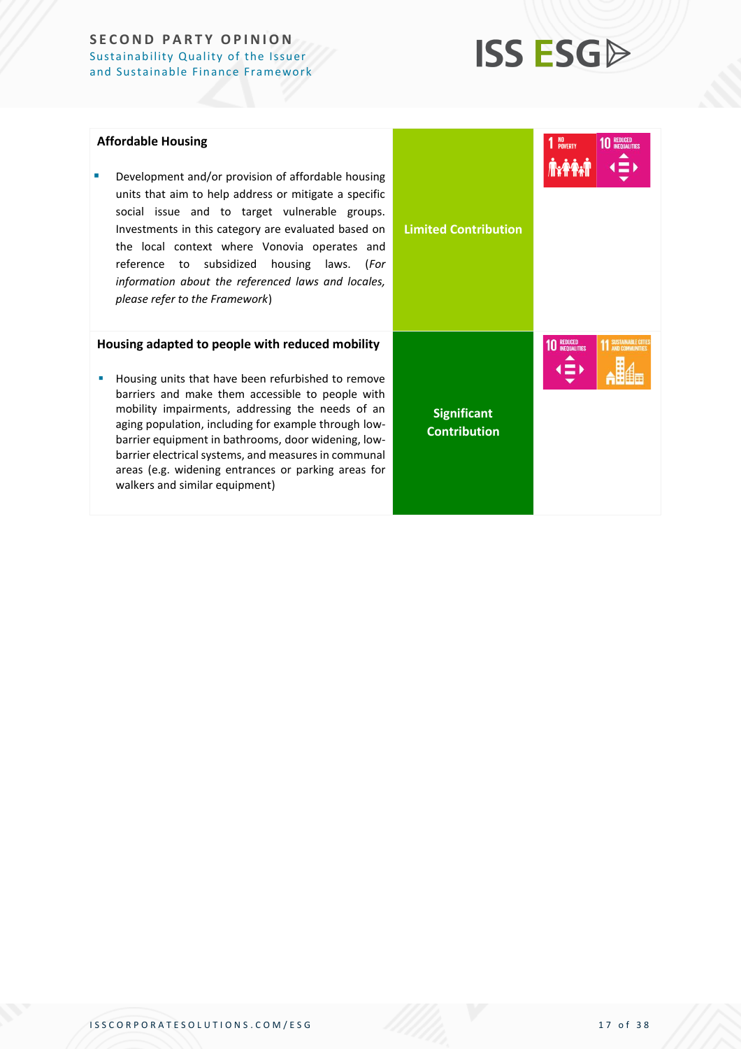| | | |
|---|---|---|
| **Affordable Housing**<br><br>- Development and/or provision of affordable housing units that aim to help address or mitigate a specific social issue and to target vulnerable groups. Investments in this category are evaluated based on the local context where Vonovia operates and reference to subsidized housing laws. (*For information about the referenced laws and locales, please refer to the Framework*) | Limited Contribution | 1 NO POVERTY, 10 REDUCED INEQUALITIES |
| **Housing adapted to people with reduced mobility**<br><br>- Housing units that have been refurbished to remove barriers and make them accessible to people with mobility impairments, addressing the needs of an aging population, including for example through low-barrier equipment in bathrooms, door widening, low-barrier electrical systems, and measures in communal areas (e.g. widening entrances or parking areas for walkers and similar equipment) | Significant Contribution | 10 REDUCED INEQUALITIES, 11 SUSTAINABLE CITIES AND COMMUNITIES |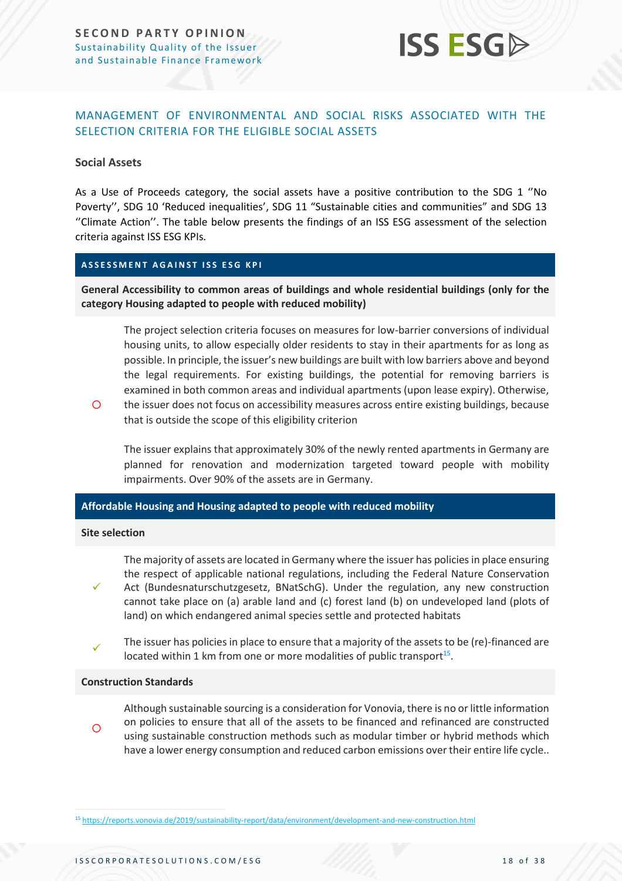## MANAGEMENT OF ENVIRONMENTAL AND SOCIAL RISKS ASSOCIATED WITH THE SELECTION CRITERIA FOR THE ELIGIBLE SOCIAL ASSETS

**Social Assets**

As a Use of Proceeds category, the social assets have a positive contribution to the SDG 1 ''No Poverty'', SDG 10 'Reduced inequalities', SDG 11 "Sustainable cities and communities" and SDG 13 ''Climate Action''. The table below presents the findings of an ISS ESG assessment of the selection criteria against ISS ESG KPIs.

| ASSESSMENT AGAINST ISS ESG KPI | |
|---|---|
| **General Accessibility to common areas of buildings and whole residential buildings (only for the category Housing adapted to people with reduced mobility)** | |
| ○ | The project selection criteria focuses on measures for low-barrier conversions of individual housing units, to allow especially older residents to stay in their apartments for as long as possible. In principle, the issuer's new buildings are built with low barriers above and beyond the legal requirements. For existing buildings, the potential for removing barriers is examined in both common areas and individual apartments (upon lease expiry). Otherwise, the issuer does not focus on accessibility measures across entire existing buildings, because that is outside the scope of this eligibility criterion<br><br>The issuer explains that approximately 30% of the newly rented apartments in Germany are planned for renovation and modernization targeted toward people with mobility impairments. Over 90% of the assets are in Germany. |
| **Affordable Housing and Housing adapted to people with reduced mobility** | |
| **Site selection** | |
| ✓ | The majority of assets are located in Germany where the issuer has policies in place ensuring the respect of applicable national regulations, including the Federal Nature Conservation Act (Bundesnaturschutzgesetz, BNatSchG). Under the regulation, any new construction cannot take place on (a) arable land and (c) forest land (b) on undeveloped land (plots of land) on which endangered animal species settle and protected habitats |
| ✓ | The issuer has policies in place to ensure that a majority of the assets to be (re)-financed are located within 1 km from one or more modalities of public transport[15]. |
| **Construction Standards** | |
| ○ | Although sustainable sourcing is a consideration for Vonovia, there is no or little information on policies to ensure that all of the assets to be financed and refinanced are constructed using sustainable construction methods such as modular timber or hybrid methods which have a lower energy consumption and reduced carbon emissions over their entire life cycle.. |

[15] https://reports.vonovia.de/2019/sustainability-report/data/environment/development-and-new-construction.html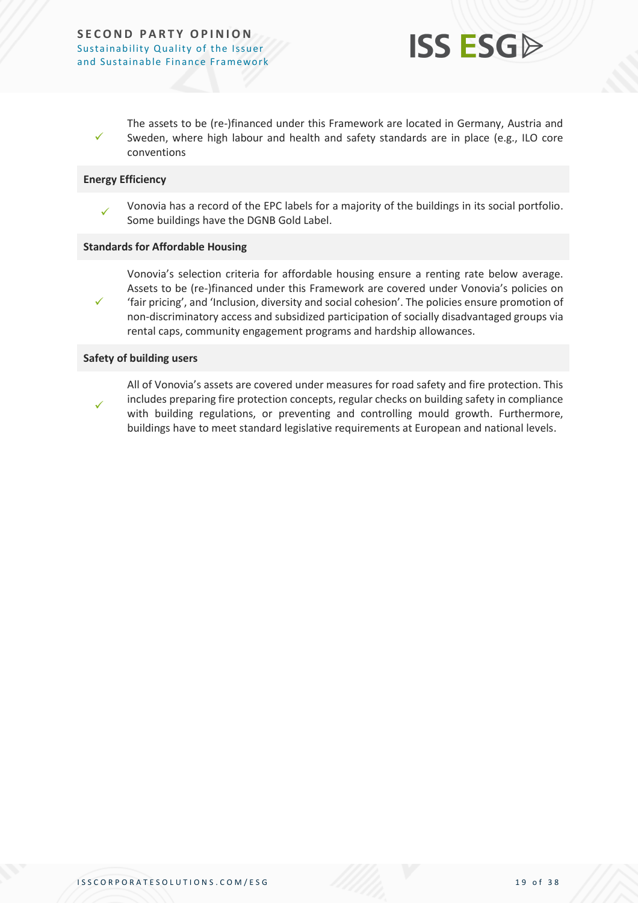✓ The assets to be (re-)financed under this Framework are located in Germany, Austria and Sweden, where high labour and health and safety standards are in place (e.g., ILO core conventions

**Energy Efficiency**

✓ Vonovia has a record of the EPC labels for a majority of the buildings in its social portfolio. Some buildings have the DGNB Gold Label.

**Standards for Affordable Housing**

✓ Vonovia's selection criteria for affordable housing ensure a renting rate below average. Assets to be (re-)financed under this Framework are covered under Vonovia's policies on 'fair pricing', and 'Inclusion, diversity and social cohesion'. The policies ensure promotion of non-discriminatory access and subsidized participation of socially disadvantaged groups via rental caps, community engagement programs and hardship allowances.

**Safety of building users**

✓ All of Vonovia's assets are covered under measures for road safety and fire protection. This includes preparing fire protection concepts, regular checks on building safety in compliance with building regulations, or preventing and controlling mould growth. Furthermore, buildings have to meet standard legislative requirements at European and national levels.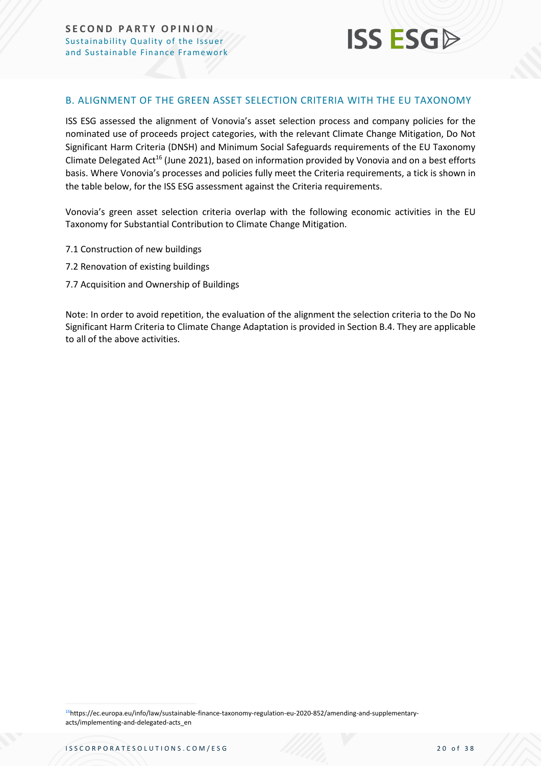## B. ALIGNMENT OF THE GREEN ASSET SELECTION CRITERIA WITH THE EU TAXONOMY

ISS ESG assessed the alignment of Vonovia's asset selection process and company policies for the nominated use of proceeds project categories, with the relevant Climate Change Mitigation, Do Not Significant Harm Criteria (DNSH) and Minimum Social Safeguards requirements of the EU Taxonomy Climate Delegated Act[16] (June 2021), based on information provided by Vonovia and on a best efforts basis. Where Vonovia's processes and policies fully meet the Criteria requirements, a tick is shown in the table below, for the ISS ESG assessment against the Criteria requirements.

Vonovia's green asset selection criteria overlap with the following economic activities in the EU Taxonomy for Substantial Contribution to Climate Change Mitigation.

- 7.1 Construction of new buildings
- 7.2 Renovation of existing buildings
- 7.7 Acquisition and Ownership of Buildings

Note: In order to avoid repetition, the evaluation of the alignment the selection criteria to the Do No Significant Harm Criteria to Climate Change Adaptation is provided in Section B.4. They are applicable to all of the above activities.

[16] https://ec.europa.eu/info/law/sustainable-finance-taxonomy-regulation-eu-2020-852/amending-and-supplementary-acts/implementing-and-delegated-acts_en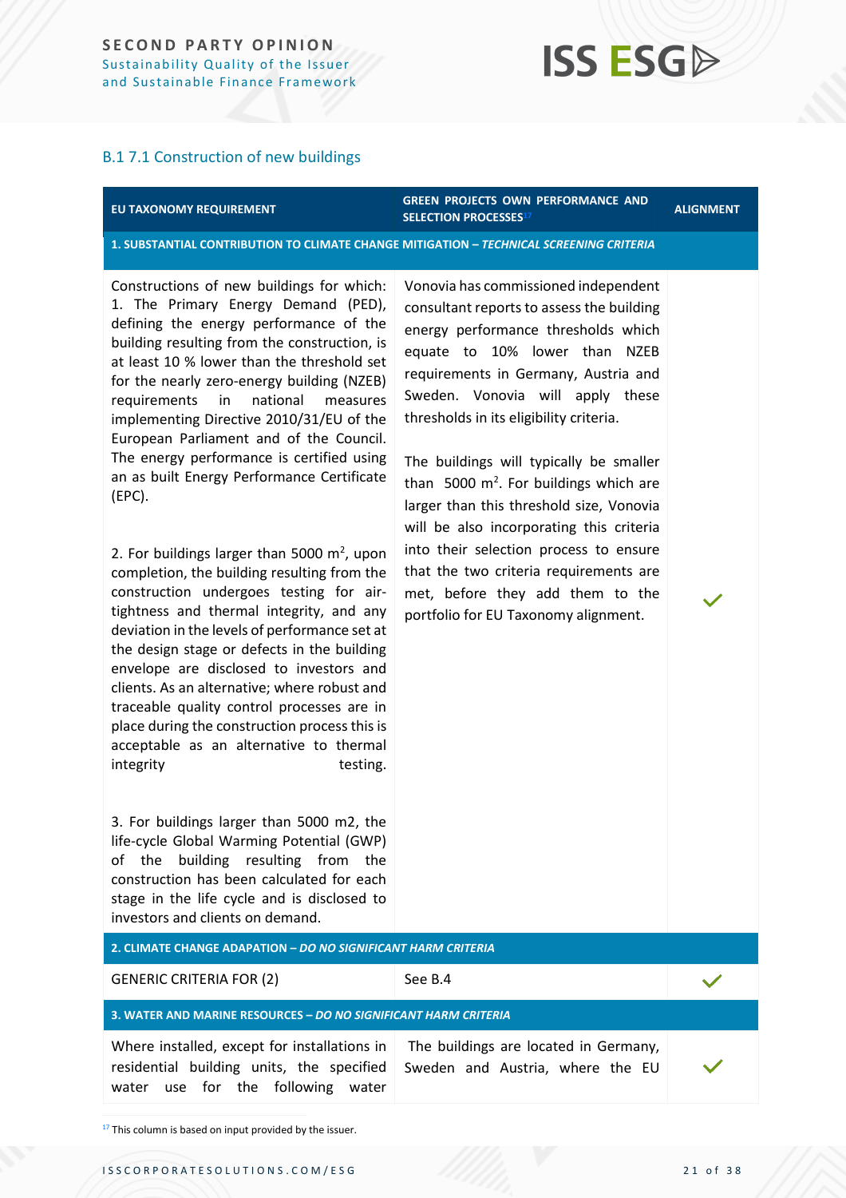### B.1 7.1 Construction of new buildings

| EU TAXONOMY REQUIREMENT | GREEN PROJECTS OWN PERFORMANCE AND SELECTION PROCESSES[17] | ALIGNMENT |
|---|---|---|
| **1. SUBSTANTIAL CONTRIBUTION TO CLIMATE CHANGE MITIGATION – *TECHNICAL SCREENING CRITERIA*** | | |
| Constructions of new buildings for which: 1. The Primary Energy Demand (PED), defining the energy performance of the building resulting from the construction, is at least 10 % lower than the threshold set for the nearly zero-energy building (NZEB) requirements in national measures implementing Directive 2010/31/EU of the European Parliament and of the Council. The energy performance is certified using an as built Energy Performance Certificate (EPC).<br><br>2. For buildings larger than 5000 $m^2$, upon completion, the building resulting from the construction undergoes testing for air-tightness and thermal integrity, and any deviation in the levels of performance set at the design stage or defects in the building envelope are disclosed to investors and clients. As an alternative; where robust and traceable quality control processes are in place during the construction process this is acceptable as an alternative to thermal integrity testing.<br><br>3. For buildings larger than 5000 m2, the life-cycle Global Warming Potential (GWP) of the building resulting from the construction has been calculated for each stage in the life cycle and is disclosed to investors and clients on demand. | Vonovia has commissioned independent consultant reports to assess the building energy performance thresholds which equate to 10% lower than NZEB requirements in Germany, Austria and Sweden. Vonovia will apply these thresholds in its eligibility criteria.<br><br>The buildings will typically be smaller than 5000 $m^2$. For buildings which are larger than this threshold size, Vonovia will be also incorporating this criteria into their selection process to ensure that the two criteria requirements are met, before they add them to the portfolio for EU Taxonomy alignment. | ✓ |
| **2. CLIMATE CHANGE ADAPATION – *DO NO SIGNIFICANT HARM CRITERIA*** | | |
| GENERIC CRITERIA FOR (2) | See B.4 | ✓ |
| **3. WATER AND MARINE RESOURCES – *DO NO SIGNIFICANT HARM CRITERIA*** | | |
| Where installed, except for installations in residential building units, the specified water use for the following water | The buildings are located in Germany, Sweden and Austria, where the EU | ✓ |

[17] This column is based on input provided by the issuer.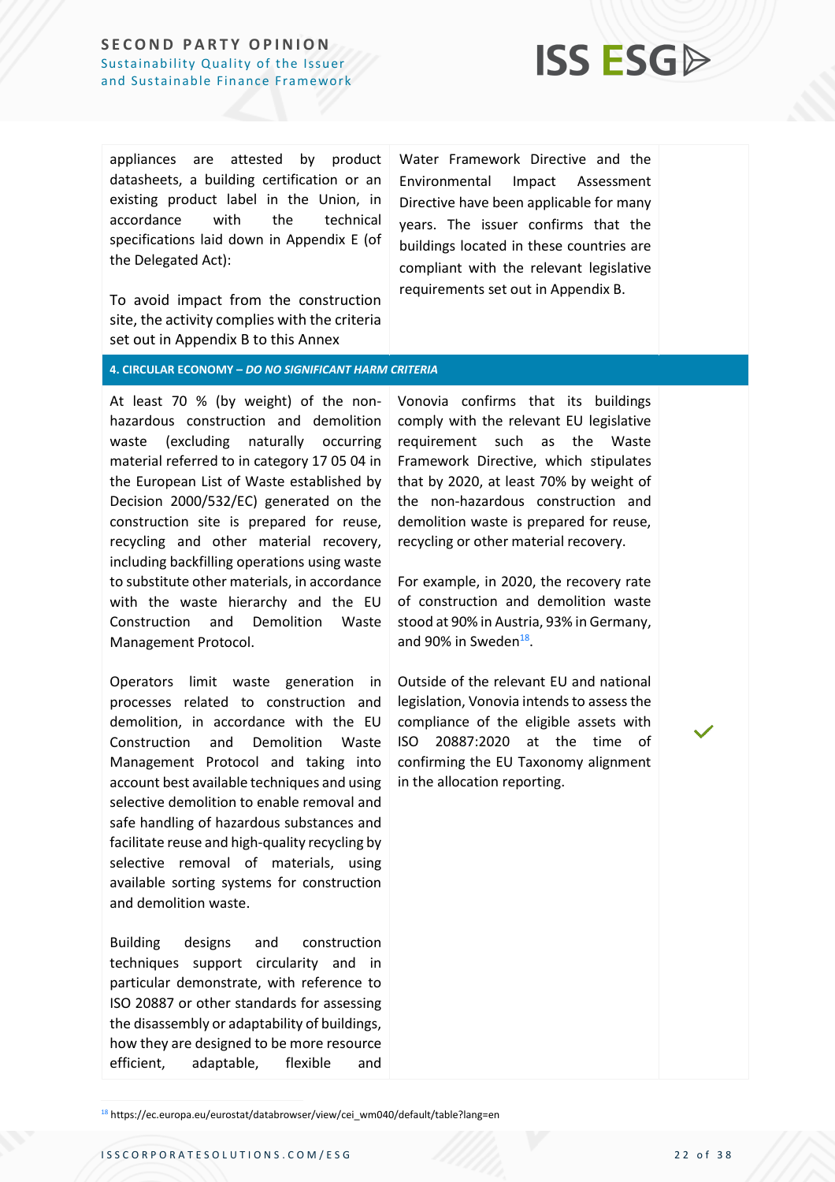| | | |
|---|---|---|
| appliances are attested by product datasheets, a building certification or an existing product label in the Union, in accordance with the technical specifications laid down in Appendix E (of the Delegated Act):<br><br>To avoid impact from the construction site, the activity complies with the criteria set out in Appendix B to this Annex | Water Framework Directive and the Environmental Impact Assessment Directive have been applicable for many years. The issuer confirms that the buildings located in these countries are compliant with the relevant legislative requirements set out in Appendix B. | |
| **4. CIRCULAR ECONOMY – *DO NO SIGNIFICANT HARM CRITERIA*** | | |
| At least 70 % (by weight) of the non-hazardous construction and demolition waste (excluding naturally occurring material referred to in category 17 05 04 in the European List of Waste established by Decision 2000/532/EC) generated on the construction site is prepared for reuse, recycling and other material recovery, including backfilling operations using waste to substitute other materials, in accordance with the waste hierarchy and the EU Construction and Demolition Waste Management Protocol.<br><br>Operators limit waste generation in processes related to construction and demolition, in accordance with the EU Construction and Demolition Waste Management Protocol and taking into account best available techniques and using selective demolition to enable removal and safe handling of hazardous substances and facilitate reuse and high-quality recycling by selective removal of materials, using available sorting systems for construction and demolition waste.<br><br>Building designs and construction techniques support circularity and in particular demonstrate, with reference to ISO 20887 or other standards for assessing the disassembly or adaptability of buildings, how they are designed to be more resource efficient, adaptable, flexible and | Vonovia confirms that its buildings comply with the relevant EU legislative requirement such as the Waste Framework Directive, which stipulates that by 2020, at least 70% by weight of the non-hazardous construction and demolition waste is prepared for reuse, recycling or other material recovery.<br><br>For example, in 2020, the recovery rate of construction and demolition waste stood at 90% in Austria, 93% in Germany, and 90% in Sweden[18].<br><br>Outside of the relevant EU and national legislation, Vonovia intends to assess the compliance of the eligible assets with ISO 20887:2020 at the time of confirming the EU Taxonomy alignment in the allocation reporting. | ✓ |

[18] https://ec.europa.eu/eurostat/databrowser/view/cei_wm040/default/table?lang=en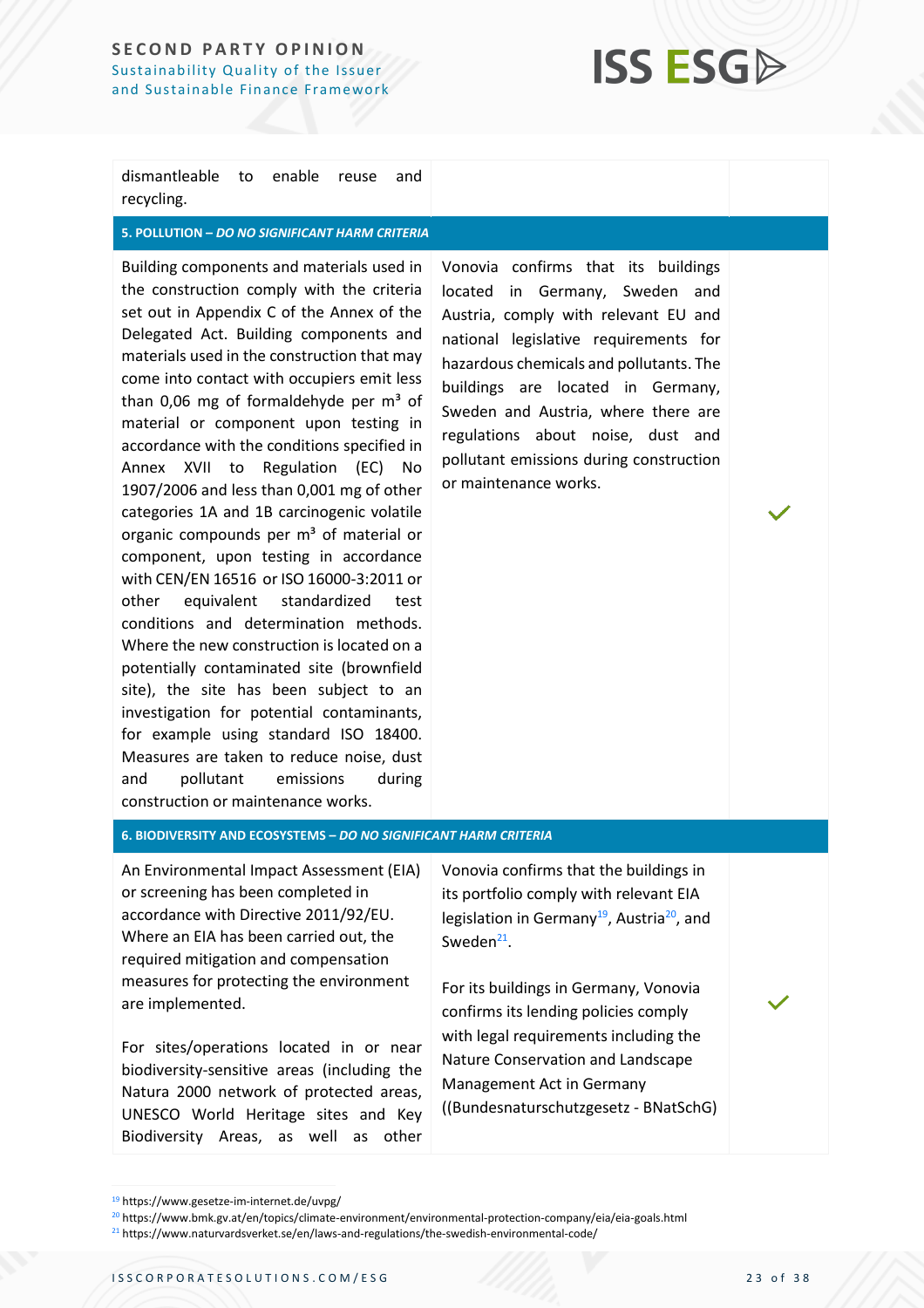| | | |
|---|---|---|
| dismantleable to enable reuse and recycling. | | |
| **5. POLLUTION – *DO NO SIGNIFICANT HARM CRITERIA*** | | |
| Building components and materials used in the construction comply with the criteria set out in Appendix C of the Annex of the Delegated Act. Building components and materials used in the construction that may come into contact with occupiers emit less than 0,06 mg of formaldehyde per m³ of material or component upon testing in accordance with the conditions specified in Annex XVII to Regulation (EC) No 1907/2006 and less than 0,001 mg of other categories 1A and 1B carcinogenic volatile organic compounds per m³ of material or component, upon testing in accordance with CEN/EN 16516 or ISO 16000-3:2011 or other equivalent standardized test conditions and determination methods. Where the new construction is located on a potentially contaminated site (brownfield site), the site has been subject to an investigation for potential contaminants, for example using standard ISO 18400. Measures are taken to reduce noise, dust and pollutant emissions during construction or maintenance works. | Vonovia confirms that its buildings located in Germany, Sweden and Austria, comply with relevant EU and national legislative requirements for hazardous chemicals and pollutants. The buildings are located in Germany, Sweden and Austria, where there are regulations about noise, dust and pollutant emissions during construction or maintenance works. | ✓ |
| **6. BIODIVERSITY AND ECOSYSTEMS – *DO NO SIGNIFICANT HARM CRITERIA*** | | |
| An Environmental Impact Assessment (EIA) or screening has been completed in accordance with Directive 2011/92/EU. Where an EIA has been carried out, the required mitigation and compensation measures for protecting the environment are implemented.<br><br>For sites/operations located in or near biodiversity-sensitive areas (including the Natura 2000 network of protected areas, UNESCO World Heritage sites and Key Biodiversity Areas, as well as other | Vonovia confirms that the buildings in its portfolio comply with relevant EIA legislation in Germany[19], Austria[20], and Sweden[21].<br><br>For its buildings in Germany, Vonovia confirms its lending policies comply with legal requirements including the Nature Conservation and Landscape Management Act in Germany ((Bundesnaturschutzgesetz - BNatSchG) | ✓ |

[19] https://www.gesetze-im-internet.de/uvpg/

[20] https://www.bmk.gv.at/en/topics/climate-environment/environmental-protection-company/eia/eia-goals.html

[21] https://www.naturvardsverket.se/en/laws-and-regulations/the-swedish-environmental-code/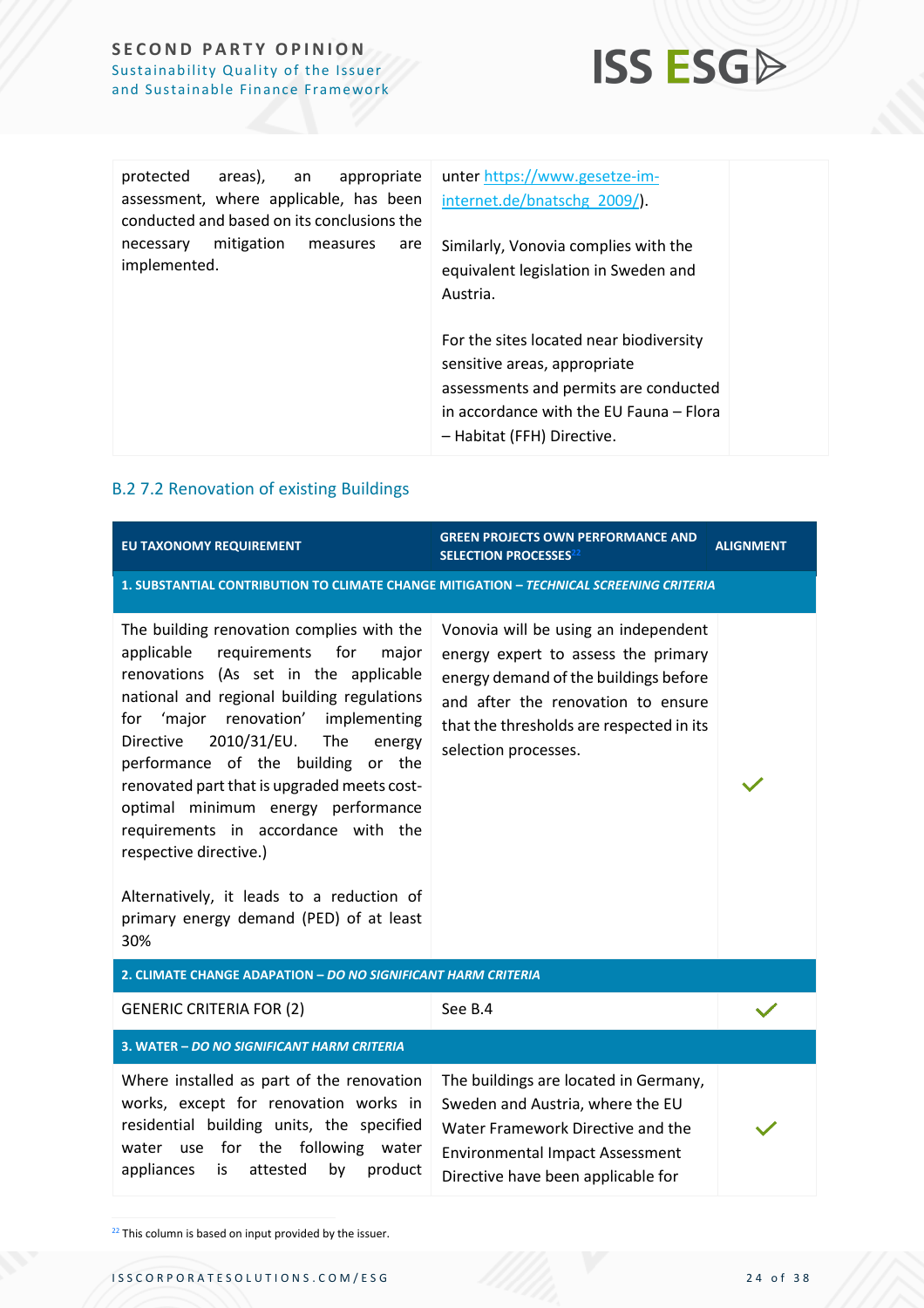| | | |
|---|---|---|
| protected areas), an appropriate assessment, where applicable, has been conducted and based on its conclusions the necessary mitigation measures are implemented. | unter https://www.gesetze-im-internet.de/bnatschg_2009/).<br><br>Similarly, Vonovia complies with the equivalent legislation in Sweden and Austria.<br><br>For the sites located near biodiversity sensitive areas, appropriate assessments and permits are conducted in accordance with the EU Fauna – Flora – Habitat (FFH) Directive. | |

## B.2 7.2 Renovation of existing Buildings

| EU TAXONOMY REQUIREMENT | GREEN PROJECTS OWN PERFORMANCE AND SELECTION PROCESSES[22] | ALIGNMENT |
|---|---|---|
| **1. SUBSTANTIAL CONTRIBUTION TO CLIMATE CHANGE MITIGATION – *TECHNICAL SCREENING CRITERIA*** | | |
| The building renovation complies with the applicable requirements for major renovations (As set in the applicable national and regional building regulations for 'major renovation' implementing Directive 2010/31/EU. The energy performance of the building or the renovated part that is upgraded meets cost-optimal minimum energy performance requirements in accordance with the respective directive.)<br><br>Alternatively, it leads to a reduction of primary energy demand (PED) of at least 30% | Vonovia will be using an independent energy expert to assess the primary energy demand of the buildings before and after the renovation to ensure that the thresholds are respected in its selection processes. | ✓ |
| **2. CLIMATE CHANGE ADAPATION – *DO NO SIGNIFICANT HARM CRITERIA*** | | |
| GENERIC CRITERIA FOR (2) | See B.4 | ✓ |
| **3. WATER – *DO NO SIGNIFICANT HARM CRITERIA*** | | |
| Where installed as part of the renovation works, except for renovation works in residential building units, the specified water use for the following water appliances is attested by product | The buildings are located in Germany, Sweden and Austria, where the EU Water Framework Directive and the Environmental Impact Assessment Directive have been applicable for | ✓ |

[22] This column is based on input provided by the issuer.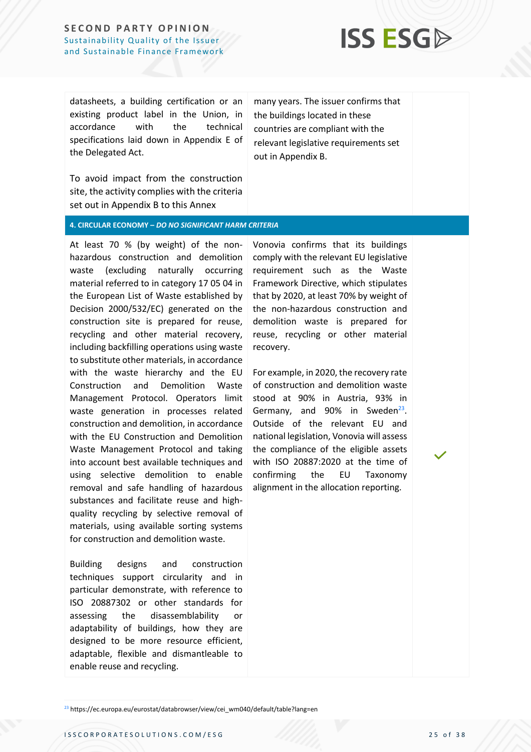| | | |
|---|---|---|
| datasheets, a building certification or an existing product label in the Union, in accordance with the technical specifications laid down in Appendix E of the Delegated Act.<br><br>To avoid impact from the construction site, the activity complies with the criteria set out in Appendix B to this Annex | many years. The issuer confirms that the buildings located in these countries are compliant with the relevant legislative requirements set out in Appendix B. | |
| **4. CIRCULAR ECONOMY – *DO NO SIGNIFICANT HARM CRITERIA*** | | |
| At least 70 % (by weight) of the non-hazardous construction and demolition waste (excluding naturally occurring material referred to in category 17 05 04 in the European List of Waste established by Decision 2000/532/EC) generated on the construction site is prepared for reuse, recycling and other material recovery, including backfilling operations using waste to substitute other materials, in accordance with the waste hierarchy and the EU Construction and Demolition Waste Management Protocol. Operators limit waste generation in processes related construction and demolition, in accordance with the EU Construction and Demolition Waste Management Protocol and taking into account best available techniques and using selective demolition to enable removal and safe handling of hazardous substances and facilitate reuse and high-quality recycling by selective removal of materials, using available sorting systems for construction and demolition waste.<br><br>Building designs and construction techniques support circularity and in particular demonstrate, with reference to ISO 20887302 or other standards for assessing the disassemblability or adaptability of buildings, how they are designed to be more resource efficient, adaptable, flexible and dismantleable to enable reuse and recycling. | Vonovia confirms that its buildings comply with the relevant EU legislative requirement such as the Waste Framework Directive, which stipulates that by 2020, at least 70% by weight of the non-hazardous construction and demolition waste is prepared for reuse, recycling or other material recovery.<br><br>For example, in 2020, the recovery rate of construction and demolition waste stood at 90% in Austria, 93% in Germany, and 90% in Sweden[23]. Outside of the relevant EU and national legislation, Vonovia will assess the compliance of the eligible assets with ISO 20887:2020 at the time of confirming the EU Taxonomy alignment in the allocation reporting. | ✓ |

[23] https://ec.europa.eu/eurostat/databrowser/view/cei_wm040/default/table?lang=en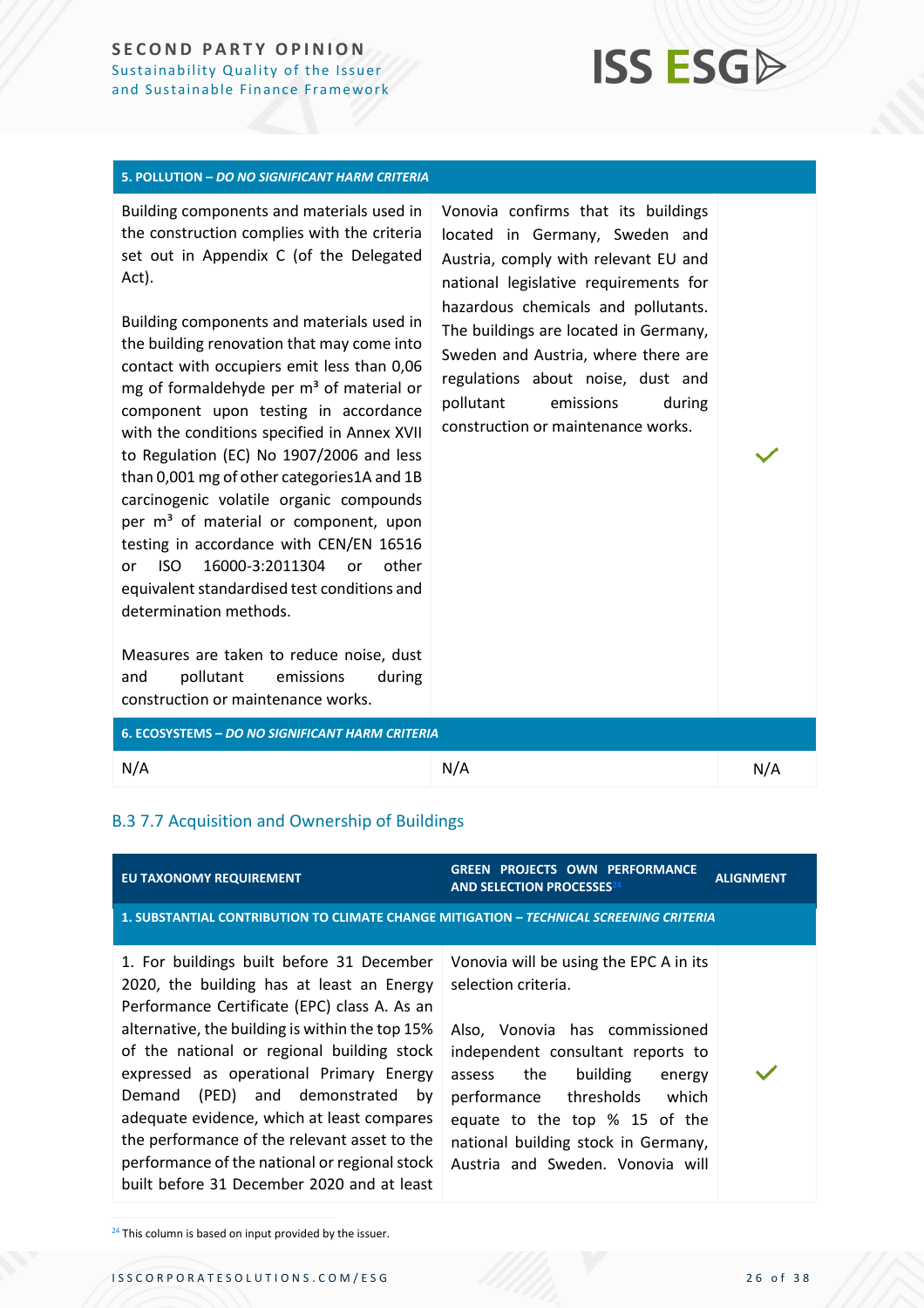| 5. POLLUTION – *DO NO SIGNIFICANT HARM CRITERIA* | | |
|---|---|---|
| Building components and materials used in the construction complies with the criteria set out in Appendix C (of the Delegated Act).<br><br>Building components and materials used in the building renovation that may come into contact with occupiers emit less than 0,06 mg of formaldehyde per m³ of material or component upon testing in accordance with the conditions specified in Annex XVII to Regulation (EC) No 1907/2006 and less than 0,001 mg of other categories1A and 1B carcinogenic volatile organic compounds per m³ of material or component, upon testing in accordance with CEN/EN 16516 or ISO 16000-3:2011304 or other equivalent standardised test conditions and determination methods.<br><br>Measures are taken to reduce noise, dust and pollutant emissions during construction or maintenance works. | Vonovia confirms that its buildings located in Germany, Sweden and Austria, comply with relevant EU and national legislative requirements for hazardous chemicals and pollutants. The buildings are located in Germany, Sweden and Austria, where there are regulations about noise, dust and pollutant emissions during construction or maintenance works. | ✓ |
| **6. ECOSYSTEMS – *DO NO SIGNIFICANT HARM CRITERIA*** | | |
| N/A | N/A | N/A |

## B.3 7.7 Acquisition and Ownership of Buildings

| EU TAXONOMY REQUIREMENT | GREEN PROJECTS OWN PERFORMANCE AND SELECTION PROCESSES[24] | ALIGNMENT |
|---|---|---|
| **1. SUBSTANTIAL CONTRIBUTION TO CLIMATE CHANGE MITIGATION – *TECHNICAL SCREENING CRITERIA*** | | |
| 1. For buildings built before 31 December 2020, the building has at least an Energy Performance Certificate (EPC) class A. As an alternative, the building is within the top 15% of the national or regional building stock expressed as operational Primary Energy Demand (PED) and demonstrated by adequate evidence, which at least compares the performance of the relevant asset to the performance of the national or regional stock built before 31 December 2020 and at least | Vonovia will be using the EPC A in its selection criteria.<br><br>Also, Vonovia has commissioned independent consultant reports to assess the building energy performance thresholds which equate to the top % 15 of the national building stock in Germany, Austria and Sweden. Vonovia will | ✓ |

[24] This column is based on input provided by the issuer.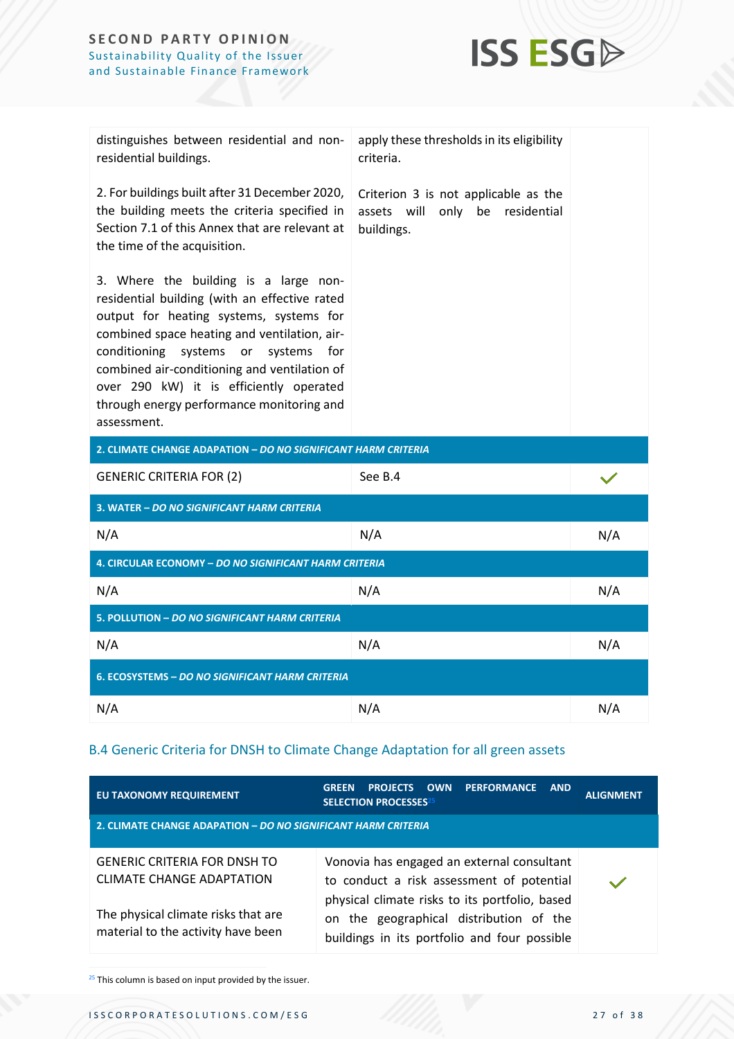| | | |
|---|---|---|
| distinguishes between residential and non-residential buildings.<br><br>2. For buildings built after 31 December 2020, the building meets the criteria specified in Section 7.1 of this Annex that are relevant at the time of the acquisition.<br><br>3. Where the building is a large non-residential building (with an effective rated output for heating systems, systems for combined space heating and ventilation, air-conditioning systems or systems for combined air-conditioning and ventilation of over 290 kW) it is efficiently operated through energy performance monitoring and assessment. | apply these thresholds in its eligibility criteria.<br><br>Criterion 3 is not applicable as the assets will only be residential buildings. | |
| **2. CLIMATE CHANGE ADAPTATION – *DO NO SIGNIFICANT HARM CRITERIA*** | | |
| GENERIC CRITERIA FOR (2) | See B.4 | ✓ |
| **3. WATER – *DO NO SIGNIFICANT HARM CRITERIA*** | | |
| N/A | N/A | N/A |
| **4. CIRCULAR ECONOMY – *DO NO SIGNIFICANT HARM CRITERIA*** | | |
| N/A | N/A | N/A |
| **5. POLLUTION – *DO NO SIGNIFICANT HARM CRITERIA*** | | |
| N/A | N/A | N/A |
| **6. ECOSYSTEMS – *DO NO SIGNIFICANT HARM CRITERIA*** | | |
| N/A | N/A | N/A |

## B.4 Generic Criteria for DNSH to Climate Change Adaptation for all green assets

| EU TAXONOMY REQUIREMENT | GREEN PROJECTS OWN PERFORMANCE AND SELECTION PROCESSES[25] | ALIGNMENT |
|---|---|---|
| **2. CLIMATE CHANGE ADAPTATION – *DO NO SIGNIFICANT HARM CRITERIA*** | | |
| GENERIC CRITERIA FOR DNSH TO CLIMATE CHANGE ADAPTATION<br><br>The physical climate risks that are material to the activity have been | Vonovia has engaged an external consultant to conduct a risk assessment of potential physical climate risks to its portfolio, based on the geographical distribution of the buildings in its portfolio and four possible | ✓ |

[25] This column is based on input provided by the issuer.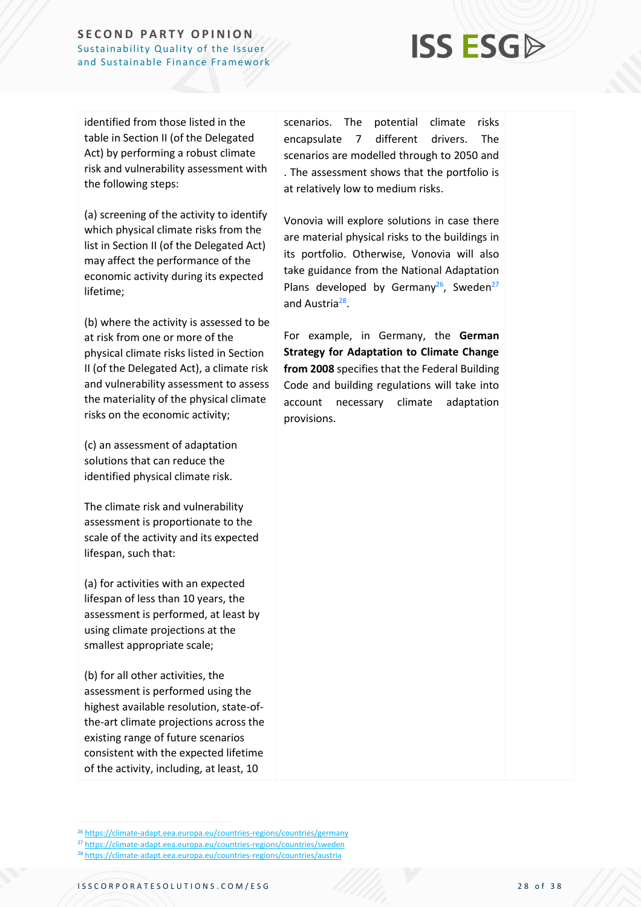| | | |
|---|---|---|
| identified from those listed in the table in Section II (of the Delegated Act) by performing a robust climate risk and vulnerability assessment with the following steps:<br><br>(a) screening of the activity to identify which physical climate risks from the list in Section II (of the Delegated Act) may affect the performance of the economic activity during its expected lifetime;<br><br>(b) where the activity is assessed to be at risk from one or more of the physical climate risks listed in Section II (of the Delegated Act), a climate risk and vulnerability assessment to assess the materiality of the physical climate risks on the economic activity;<br><br>(c) an assessment of adaptation solutions that can reduce the identified physical climate risk.<br><br>The climate risk and vulnerability assessment is proportionate to the scale of the activity and its expected lifespan, such that:<br><br>(a) for activities with an expected lifespan of less than 10 years, the assessment is performed, at least by using climate projections at the smallest appropriate scale;<br><br>(b) for all other activities, the assessment is performed using the highest available resolution, state-of-the-art climate projections across the existing range of future scenarios consistent with the expected lifetime of the activity, including, at least, 10 | scenarios. The potential climate risks encapsulate 7 different drivers. The scenarios are modelled through to 2050 and . The assessment shows that the portfolio is at relatively low to medium risks.<br><br>Vonovia will explore solutions in case there are material physical risks to the buildings in its portfolio. Otherwise, Vonovia will also take guidance from the National Adaptation Plans developed by Germany[26], Sweden[27] and Austria[28].<br><br>For example, in Germany, the **German Strategy for Adaptation to Climate Change from 2008** specifies that the Federal Building Code and building regulations will take into account necessary climate adaptation provisions. | |

[26] https://climate-adapt.eea.europa.eu/countries-regions/countries/germany
[27] https://climate-adapt.eea.europa.eu/countries-regions/countries/sweden
[28] https://climate-adapt.eea.europa.eu/countries-regions/countries/austria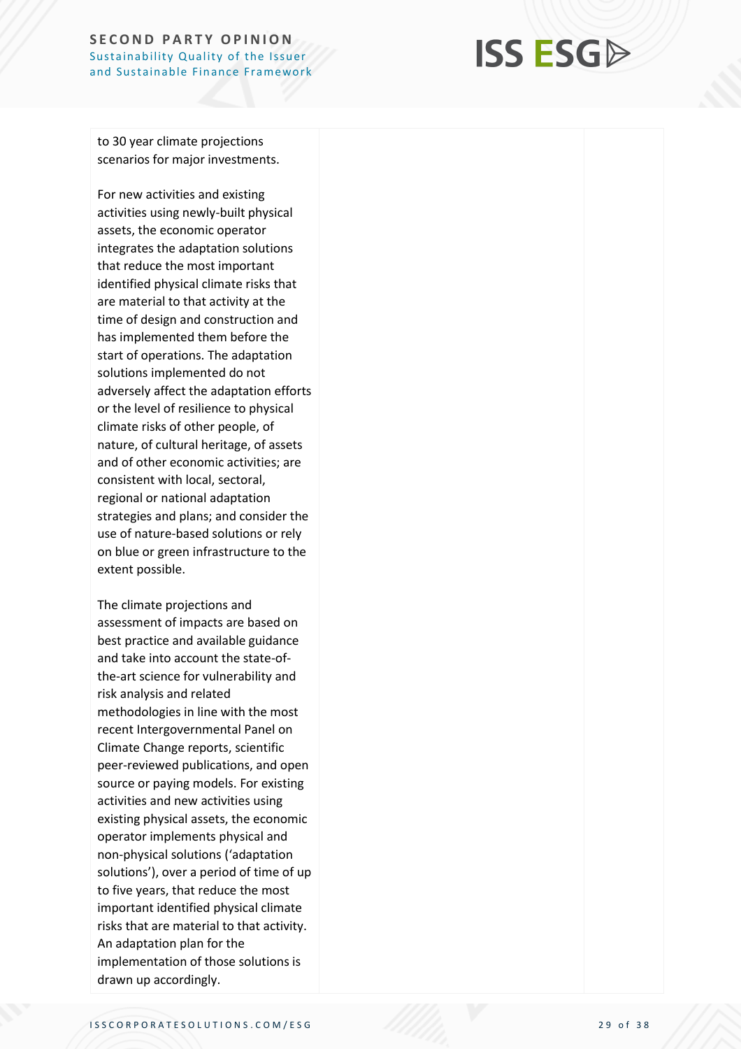| | | |
|---|---|---|
| to 30 year climate projections scenarios for major investments.<br><br>For new activities and existing activities using newly-built physical assets, the economic operator integrates the adaptation solutions that reduce the most important identified physical climate risks that are material to that activity at the time of design and construction and has implemented them before the start of operations. The adaptation solutions implemented do not adversely affect the adaptation efforts or the level of resilience to physical climate risks of other people, of nature, of cultural heritage, of assets and of other economic activities; are consistent with local, sectoral, regional or national adaptation strategies and plans; and consider the use of nature-based solutions or rely on blue or green infrastructure to the extent possible.<br><br>The climate projections and assessment of impacts are based on best practice and available guidance and take into account the state-of-the-art science for vulnerability and risk analysis and related methodologies in line with the most recent Intergovernmental Panel on Climate Change reports, scientific peer-reviewed publications, and open source or paying models. For existing activities and new activities using existing physical assets, the economic operator implements physical and non-physical solutions ('adaptation solutions'), over a period of time of up to five years, that reduce the most important identified physical climate risks that are material to that activity. An adaptation plan for the implementation of those solutions is drawn up accordingly. | | |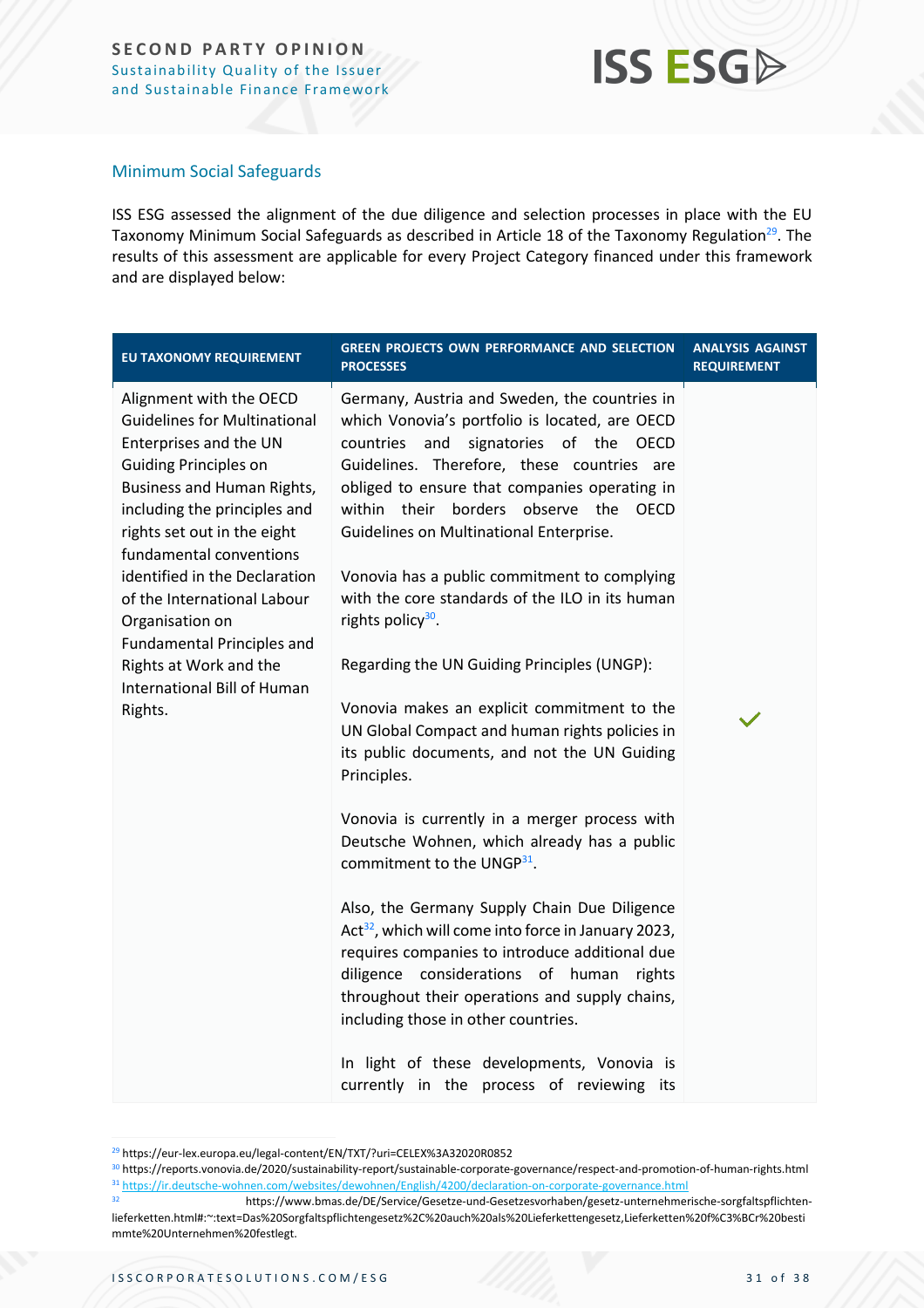## Minimum Social Safeguards

ISS ESG assessed the alignment of the due diligence and selection processes in place with the EU Taxonomy Minimum Social Safeguards as described in Article 18 of the Taxonomy Regulation[29]. The results of this assessment are applicable for every Project Category financed under this framework and are displayed below:

| EU TAXONOMY REQUIREMENT | GREEN PROJECTS OWN PERFORMANCE AND SELECTION PROCESSES | ANALYSIS AGAINST REQUIREMENT |
|---|---|---|
| Alignment with the OECD Guidelines for Multinational Enterprises and the UN Guiding Principles on Business and Human Rights, including the principles and rights set out in the eight fundamental conventions identified in the Declaration of the International Labour Organisation on Fundamental Principles and Rights at Work and the International Bill of Human Rights. | Germany, Austria and Sweden, the countries in which Vonovia's portfolio is located, are OECD countries and signatories of the OECD Guidelines. Therefore, these countries are obliged to ensure that companies operating in within their borders observe the OECD Guidelines on Multinational Enterprise.<br><br>Vonovia has a public commitment to complying with the core standards of the ILO in its human rights policy[30].<br><br>Regarding the UN Guiding Principles (UNGP):<br><br>Vonovia makes an explicit commitment to the UN Global Compact and human rights policies in its public documents, and not the UN Guiding Principles.<br><br>Vonovia is currently in a merger process with Deutsche Wohnen, which already has a public commitment to the UNGP[31].<br><br>Also, the Germany Supply Chain Due Diligence Act[32], which will come into force in January 2023, requires companies to introduce additional due diligence considerations of human rights throughout their operations and supply chains, including those in other countries.<br><br>In light of these developments, Vonovia is currently in the process of reviewing its | ✓ |

[29] https://eur-lex.europa.eu/legal-content/EN/TXT/?uri=CELEX%3A32020R0852
[30] https://reports.vonovia.de/2020/sustainability-report/sustainable-corporate-governance/respect-and-promotion-of-human-rights.html
[31] https://ir.deutsche-wohnen.com/websites/dewohnen/English/4200/declaration-on-corporate-governance.html
[32] https://www.bmas.de/DE/Service/Gesetze-und-Gesetzesvorhaben/gesetz-unternehmerische-sorgfaltspflichten-lieferketten.html#:~:text=Das%20Sorgfaltspflichtengesetz%2C%20auch%20als%20Lieferkettengesetz,Lieferketten%20f%C3%BCr%20bestimmte%20Unternehmen%20festlegt.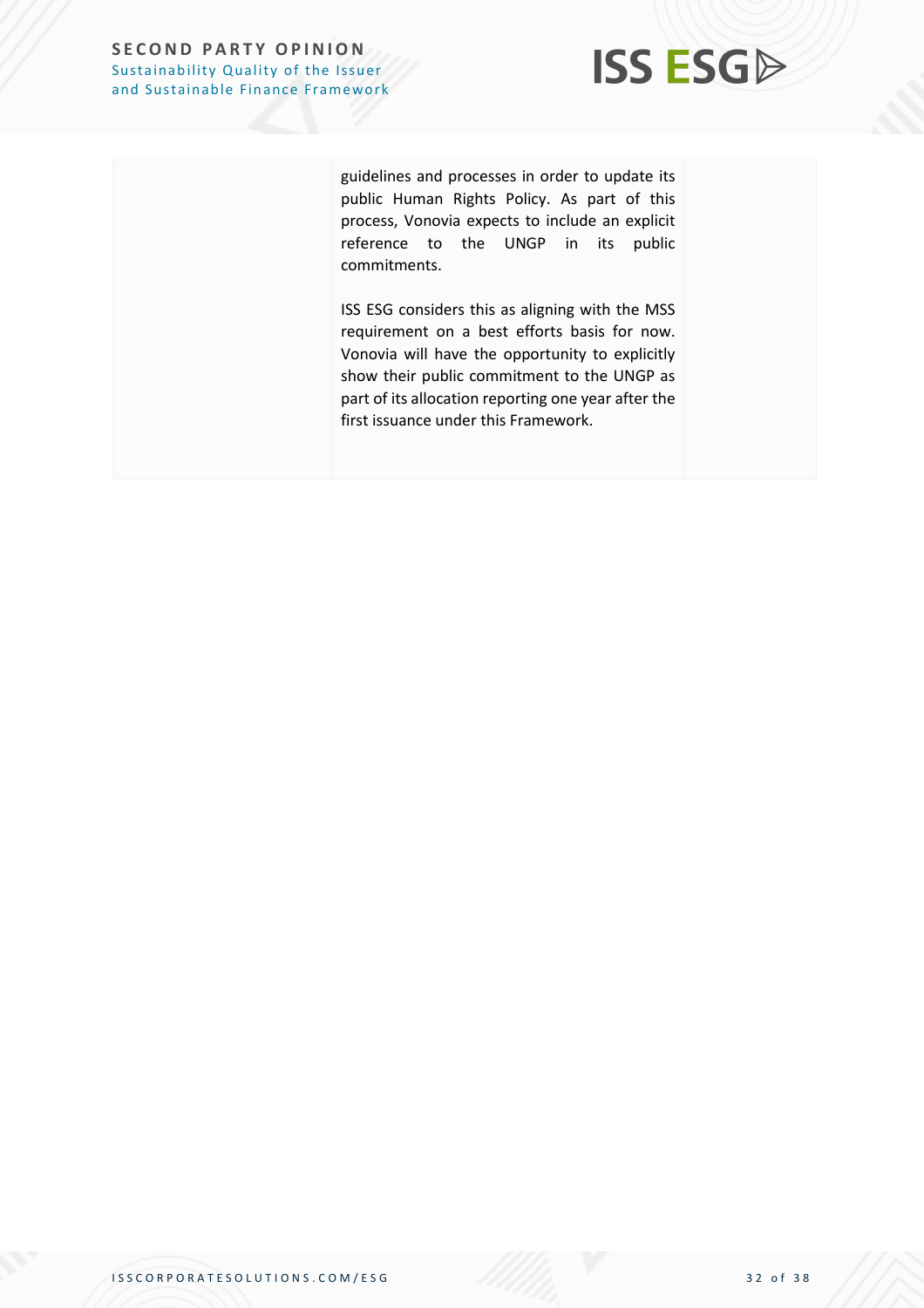|  |  |  |
|---|---|---|
|  | guidelines and processes in order to update its public Human Rights Policy. As part of this process, Vonovia expects to include an explicit reference to the UNGP in its public commitments.<br><br>ISS ESG considers this as aligning with the MSS requirement on a best efforts basis for now. Vonovia will have the opportunity to explicitly show their public commitment to the UNGP as part of its allocation reporting one year after the first issuance under this Framework. |  |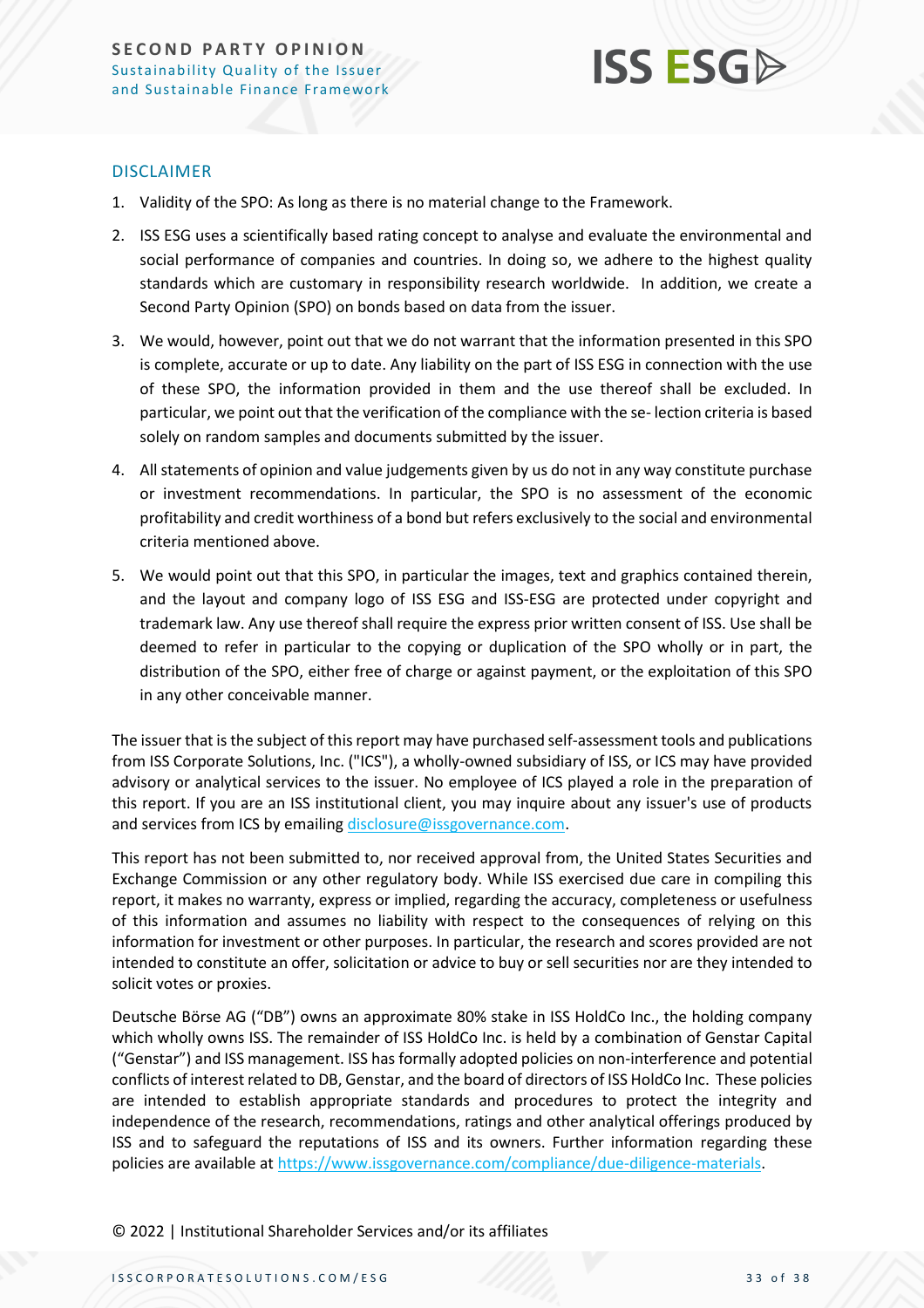## DISCLAIMER

1. Validity of the SPO: As long as there is no material change to the Framework.
2. ISS ESG uses a scientifically based rating concept to analyse and evaluate the environmental and social performance of companies and countries. In doing so, we adhere to the highest quality standards which are customary in responsibility research worldwide. In addition, we create a Second Party Opinion (SPO) on bonds based on data from the issuer.
3. We would, however, point out that we do not warrant that the information presented in this SPO is complete, accurate or up to date. Any liability on the part of ISS ESG in connection with the use of these SPO, the information provided in them and the use thereof shall be excluded. In particular, we point out that the verification of the compliance with the se- lection criteria is based solely on random samples and documents submitted by the issuer.
4. All statements of opinion and value judgements given by us do not in any way constitute purchase or investment recommendations. In particular, the SPO is no assessment of the economic profitability and credit worthiness of a bond but refers exclusively to the social and environmental criteria mentioned above.
5. We would point out that this SPO, in particular the images, text and graphics contained therein, and the layout and company logo of ISS ESG and ISS-ESG are protected under copyright and trademark law. Any use thereof shall require the express prior written consent of ISS. Use shall be deemed to refer in particular to the copying or duplication of the SPO wholly or in part, the distribution of the SPO, either free of charge or against payment, or the exploitation of this SPO in any other conceivable manner.

The issuer that is the subject of this report may have purchased self-assessment tools and publications from ISS Corporate Solutions, Inc. ("ICS"), a wholly-owned subsidiary of ISS, or ICS may have provided advisory or analytical services to the issuer. No employee of ICS played a role in the preparation of this report. If you are an ISS institutional client, you may inquire about any issuer's use of products and services from ICS by emailing disclosure@issgovernance.com.

This report has not been submitted to, nor received approval from, the United States Securities and Exchange Commission or any other regulatory body. While ISS exercised due care in compiling this report, it makes no warranty, express or implied, regarding the accuracy, completeness or usefulness of this information and assumes no liability with respect to the consequences of relying on this information for investment or other purposes. In particular, the research and scores provided are not intended to constitute an offer, solicitation or advice to buy or sell securities nor are they intended to solicit votes or proxies.

Deutsche Börse AG ("DB") owns an approximate 80% stake in ISS HoldCo Inc., the holding company which wholly owns ISS. The remainder of ISS HoldCo Inc. is held by a combination of Genstar Capital ("Genstar") and ISS management. ISS has formally adopted policies on non-interference and potential conflicts of interest related to DB, Genstar, and the board of directors of ISS HoldCo Inc. These policies are intended to establish appropriate standards and procedures to protect the integrity and independence of the research, recommendations, ratings and other analytical offerings produced by ISS and to safeguard the reputations of ISS and its owners. Further information regarding these policies are available at https://www.issgovernance.com/compliance/due-diligence-materials.

© 2022 | Institutional Shareholder Services and/or its affiliates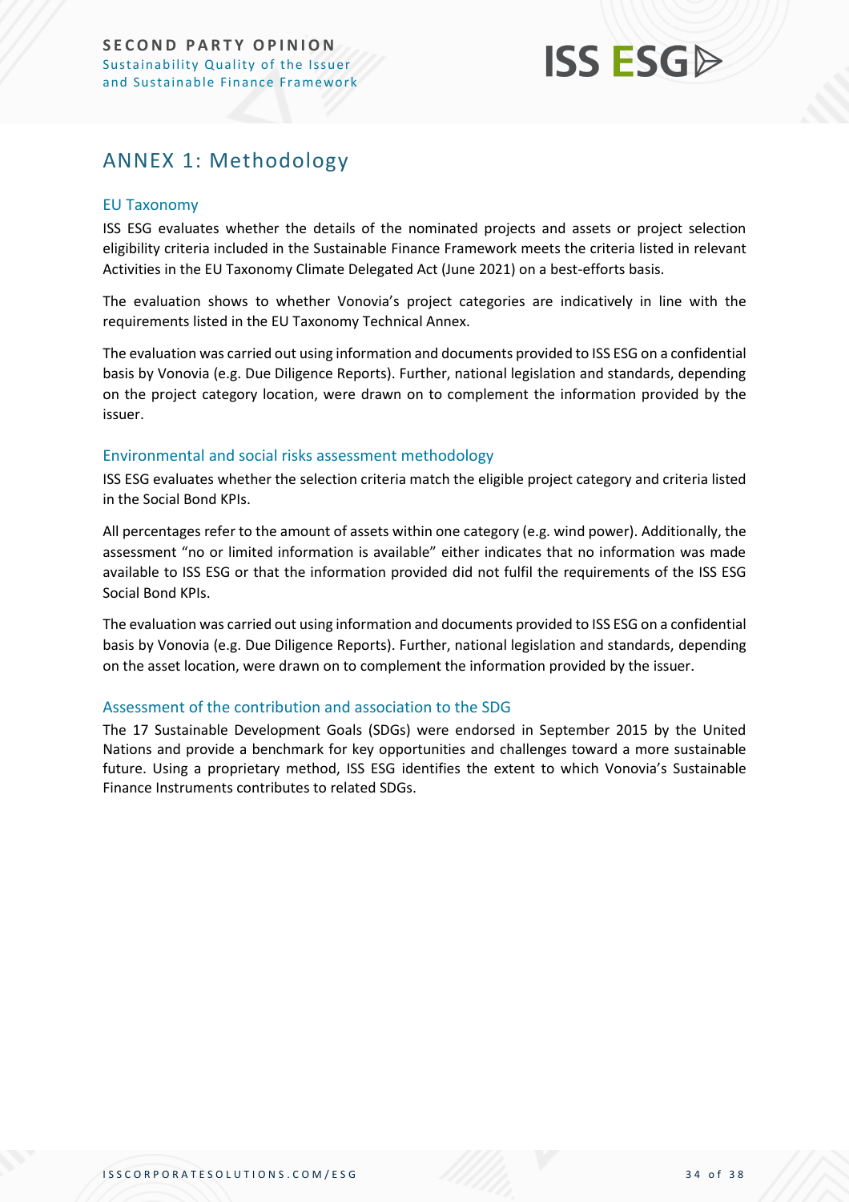# ANNEX 1: Methodology

## EU Taxonomy

ISS ESG evaluates whether the details of the nominated projects and assets or project selection eligibility criteria included in the Sustainable Finance Framework meets the criteria listed in relevant Activities in the EU Taxonomy Climate Delegated Act (June 2021) on a best-efforts basis.

The evaluation shows to whether Vonovia's project categories are indicatively in line with the requirements listed in the EU Taxonomy Technical Annex.

The evaluation was carried out using information and documents provided to ISS ESG on a confidential basis by Vonovia (e.g. Due Diligence Reports). Further, national legislation and standards, depending on the project category location, were drawn on to complement the information provided by the issuer.

## Environmental and social risks assessment methodology

ISS ESG evaluates whether the selection criteria match the eligible project category and criteria listed in the Social Bond KPIs.

All percentages refer to the amount of assets within one category (e.g. wind power). Additionally, the assessment "no or limited information is available" either indicates that no information was made available to ISS ESG or that the information provided did not fulfil the requirements of the ISS ESG Social Bond KPIs.

The evaluation was carried out using information and documents provided to ISS ESG on a confidential basis by Vonovia (e.g. Due Diligence Reports). Further, national legislation and standards, depending on the asset location, were drawn on to complement the information provided by the issuer.

## Assessment of the contribution and association to the SDG

The 17 Sustainable Development Goals (SDGs) were endorsed in September 2015 by the United Nations and provide a benchmark for key opportunities and challenges toward a more sustainable future. Using a proprietary method, ISS ESG identifies the extent to which Vonovia's Sustainable Finance Instruments contributes to related SDGs.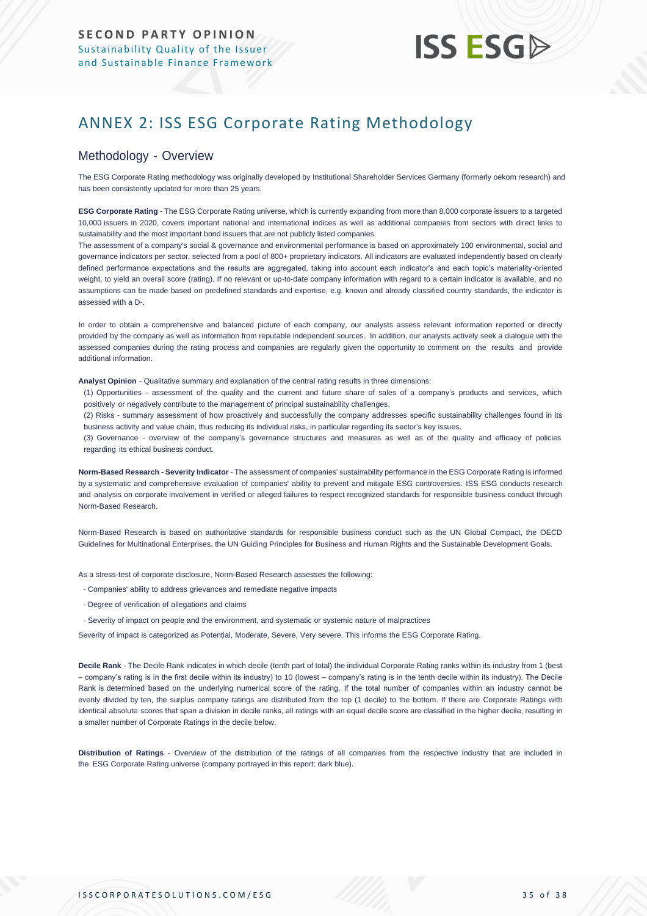# ANNEX 2: ISS ESG Corporate Rating Methodology

## Methodology - Overview

The ESG Corporate Rating methodology was originally developed by Institutional Shareholder Services Germany (formerly oekom research) and has been consistently updated for more than 25 years.

**ESG Corporate Rating** - The ESG Corporate Rating universe, which is currently expanding from more than 8,000 corporate issuers to a targeted 10,000 issuers in 2020, covers important national and international indices as well as additional companies from sectors with direct links to sustainability and the most important bond issuers that are not publicly listed companies.

The assessment of a company's social & governance and environmental performance is based on approximately 100 environmental, social and governance indicators per sector, selected from a pool of 800+ proprietary indicators. All indicators are evaluated independently based on clearly defined performance expectations and the results are aggregated, taking into account each indicator's and each topic's materiality-oriented weight, to yield an overall score (rating). If no relevant or up-to-date company information with regard to a certain indicator is available, and no assumptions can be made based on predefined standards and expertise, e.g. known and already classified country standards, the indicator is assessed with a D-.

In order to obtain a comprehensive and balanced picture of each company, our analysts assess relevant information reported or directly provided by the company as well as information from reputable independent sources. In addition, our analysts actively seek a dialogue with the assessed companies during the rating process and companies are regularly given the opportunity to comment on the results and provide additional information.

**Analyst Opinion** - Qualitative summary and explanation of the central rating results in three dimensions:

(1) Opportunities - assessment of the quality and the current and future share of sales of a company's products and services, which positively or negatively contribute to the management of principal sustainability challenges.

(2) Risks - summary assessment of how proactively and successfully the company addresses specific sustainability challenges found in its business activity and value chain, thus reducing its individual risks, in particular regarding its sector's key issues.

(3) Governance - overview of the company's governance structures and measures as well as of the quality and efficacy of policies regarding its ethical business conduct.

**Norm-Based Research - Severity Indicator** - The assessment of companies' sustainability performance in the ESG Corporate Rating is informed by a systematic and comprehensive evaluation of companies' ability to prevent and mitigate ESG controversies. ISS ESG conducts research and analysis on corporate involvement in verified or alleged failures to respect recognized standards for responsible business conduct through Norm-Based Research.

Norm-Based Research is based on authoritative standards for responsible business conduct such as the UN Global Compact, the OECD Guidelines for Multinational Enterprises, the UN Guiding Principles for Business and Human Rights and the Sustainable Development Goals.

As a stress-test of corporate disclosure, Norm-Based Research assesses the following:

- Companies' ability to address grievances and remediate negative impacts
- Degree of verification of allegations and claims
- Severity of impact on people and the environment, and systematic or systemic nature of malpractices

Severity of impact is categorized as Potential, Moderate, Severe, Very severe. This informs the ESG Corporate Rating.

**Decile Rank** - The Decile Rank indicates in which decile (tenth part of total) the individual Corporate Rating ranks within its industry from 1 (best – company's rating is in the first decile within its industry) to 10 (lowest – company's rating is in the tenth decile within its industry). The Decile Rank is determined based on the underlying numerical score of the rating. If the total number of companies within an industry cannot be evenly divided by ten, the surplus company ratings are distributed from the top (1 decile) to the bottom. If there are Corporate Ratings with identical absolute scores that span a division in decile ranks, all ratings with an equal decile score are classified in the higher decile, resulting in a smaller number of Corporate Ratings in the decile below.

**Distribution of Ratings** - Overview of the distribution of the ratings of all companies from the respective industry that are included in the ESG Corporate Rating universe (company portrayed in this report: dark blue).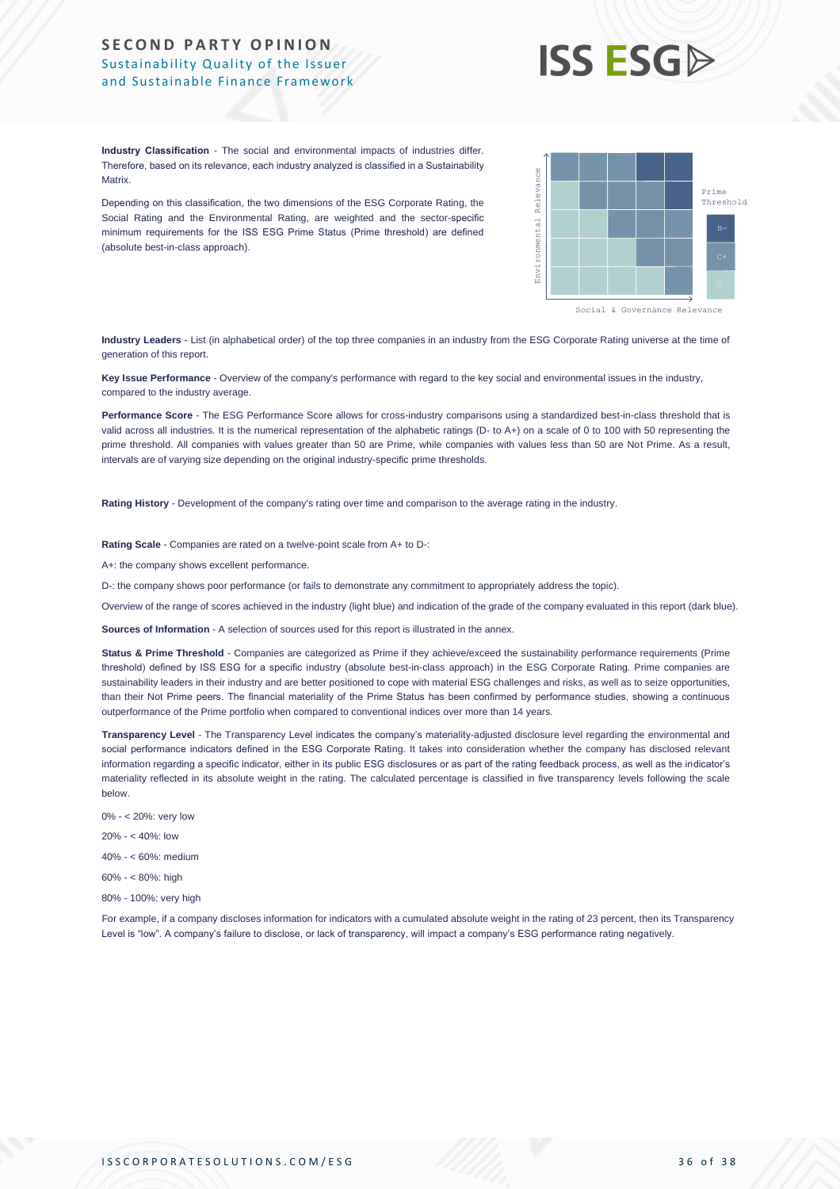**Industry Classification** - The social and environmental impacts of industries differ. Therefore, based on its relevance, each industry analyzed is classified in a Sustainability Matrix.

Depending on this classification, the two dimensions of the ESG Corporate Rating, the Social Rating and the Environmental Rating, are weighted and the sector-specific minimum requirements for the ISS ESG Prime Status (Prime threshold) are defined (absolute best-in-class approach).

**Industry Leaders** - List (in alphabetical order) of the top three companies in an industry from the ESG Corporate Rating universe at the time of generation of this report.

**Key Issue Performance** - Overview of the company's performance with regard to the key social and environmental issues in the industry, compared to the industry average.

**Performance Score** - The ESG Performance Score allows for cross-industry comparisons using a standardized best-in-class threshold that is valid across all industries. It is the numerical representation of the alphabetic ratings (D- to A+) on a scale of 0 to 100 with 50 representing the prime threshold. All companies with values greater than 50 are Prime, while companies with values less than 50 are Not Prime. As a result, intervals are of varying size depending on the original industry-specific prime thresholds.

**Rating History** - Development of the company's rating over time and comparison to the average rating in the industry.

**Rating Scale** - Companies are rated on a twelve-point scale from A+ to D-:

A+: the company shows excellent performance.

D-: the company shows poor performance (or fails to demonstrate any commitment to appropriately address the topic).

Overview of the range of scores achieved in the industry (light blue) and indication of the grade of the company evaluated in this report (dark blue).

**Sources of Information** - A selection of sources used for this report is illustrated in the annex.

**Status & Prime Threshold** - Companies are categorized as Prime if they achieve/exceed the sustainability performance requirements (Prime threshold) defined by ISS ESG for a specific industry (absolute best-in-class approach) in the ESG Corporate Rating. Prime companies are sustainability leaders in their industry and are better positioned to cope with material ESG challenges and risks, as well as to seize opportunities, than their Not Prime peers. The financial materiality of the Prime Status has been confirmed by performance studies, showing a continuous outperformance of the Prime portfolio when compared to conventional indices over more than 14 years.

**Transparency Level** - The Transparency Level indicates the company's materiality-adjusted disclosure level regarding the environmental and social performance indicators defined in the ESG Corporate Rating. It takes into consideration whether the company has disclosed relevant information regarding a specific indicator, either in its public ESG disclosures or as part of the rating feedback process, as well as the indicator's materiality reflected in its absolute weight in the rating. The calculated percentage is classified in five transparency levels following the scale below.

0% - < 20%: very low

20% - < 40%: low

40% - < 60%: medium

60% - < 80%: high

80% - 100%: very high

For example, if a company discloses information for indicators with a cumulated absolute weight in the rating of 23 percent, then its Transparency Level is "low". A company's failure to disclose, or lack of transparency, will impact a company's ESG performance rating negatively.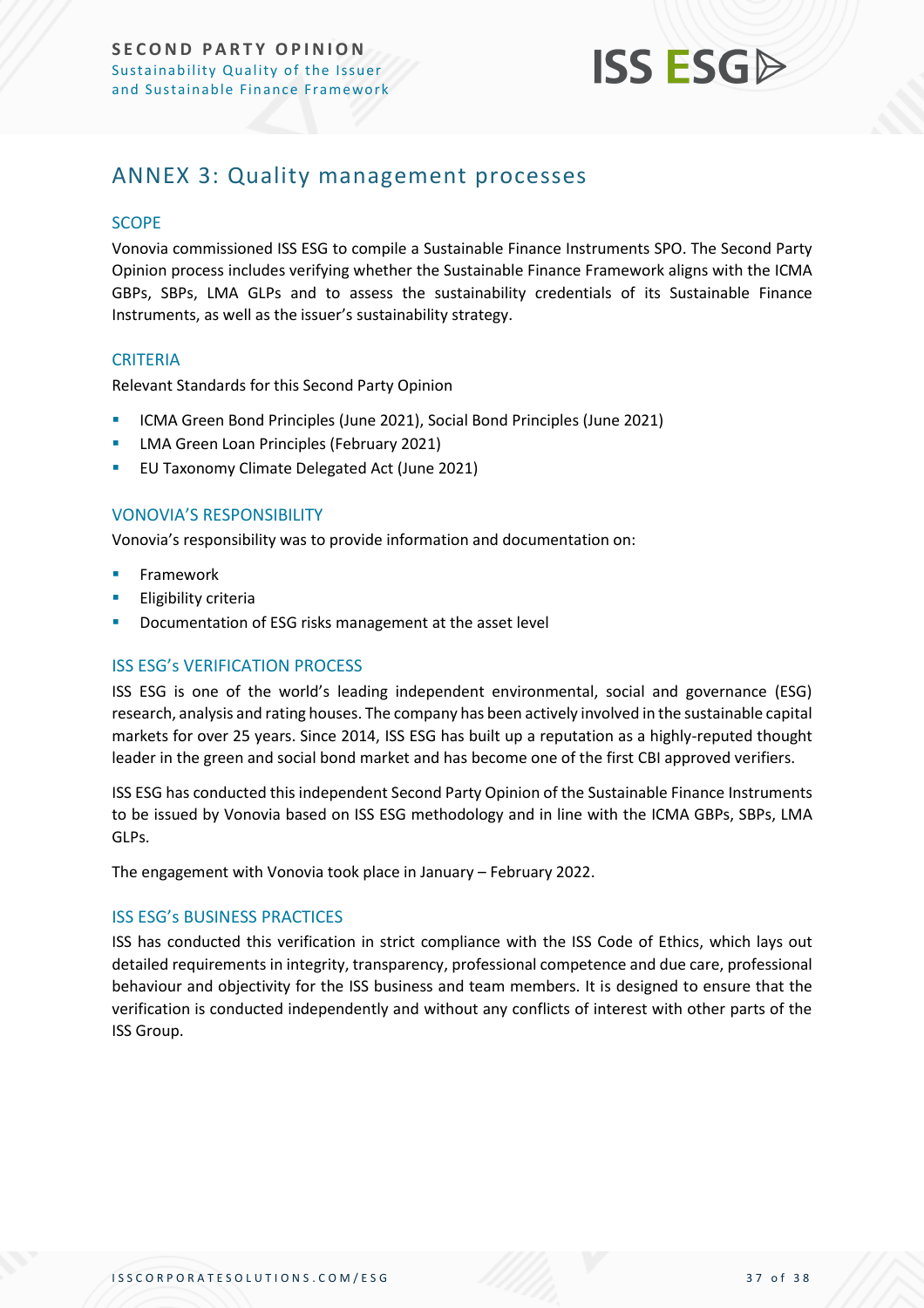# ANNEX 3: Quality management processes

## SCOPE

Vonovia commissioned ISS ESG to compile a Sustainable Finance Instruments SPO. The Second Party Opinion process includes verifying whether the Sustainable Finance Framework aligns with the ICMA GBPs, SBPs, LMA GLPs and to assess the sustainability credentials of its Sustainable Finance Instruments, as well as the issuer's sustainability strategy.

## CRITERIA

Relevant Standards for this Second Party Opinion

- ICMA Green Bond Principles (June 2021), Social Bond Principles (June 2021)
- LMA Green Loan Principles (February 2021)
- EU Taxonomy Climate Delegated Act (June 2021)

## VONOVIA'S RESPONSIBILITY

Vonovia's responsibility was to provide information and documentation on:

- Framework
- Eligibility criteria
- Documentation of ESG risks management at the asset level

## ISS ESG's VERIFICATION PROCESS

ISS ESG is one of the world's leading independent environmental, social and governance (ESG) research, analysis and rating houses. The company has been actively involved in the sustainable capital markets for over 25 years. Since 2014, ISS ESG has built up a reputation as a highly-reputed thought leader in the green and social bond market and has become one of the first CBI approved verifiers.

ISS ESG has conducted this independent Second Party Opinion of the Sustainable Finance Instruments to be issued by Vonovia based on ISS ESG methodology and in line with the ICMA GBPs, SBPs, LMA GLPs.

The engagement with Vonovia took place in January – February 2022.

## ISS ESG's BUSINESS PRACTICES

ISS has conducted this verification in strict compliance with the ISS Code of Ethics, which lays out detailed requirements in integrity, transparency, professional competence and due care, professional behaviour and objectivity for the ISS business and team members. It is designed to ensure that the verification is conducted independently and without any conflicts of interest with other parts of the ISS Group.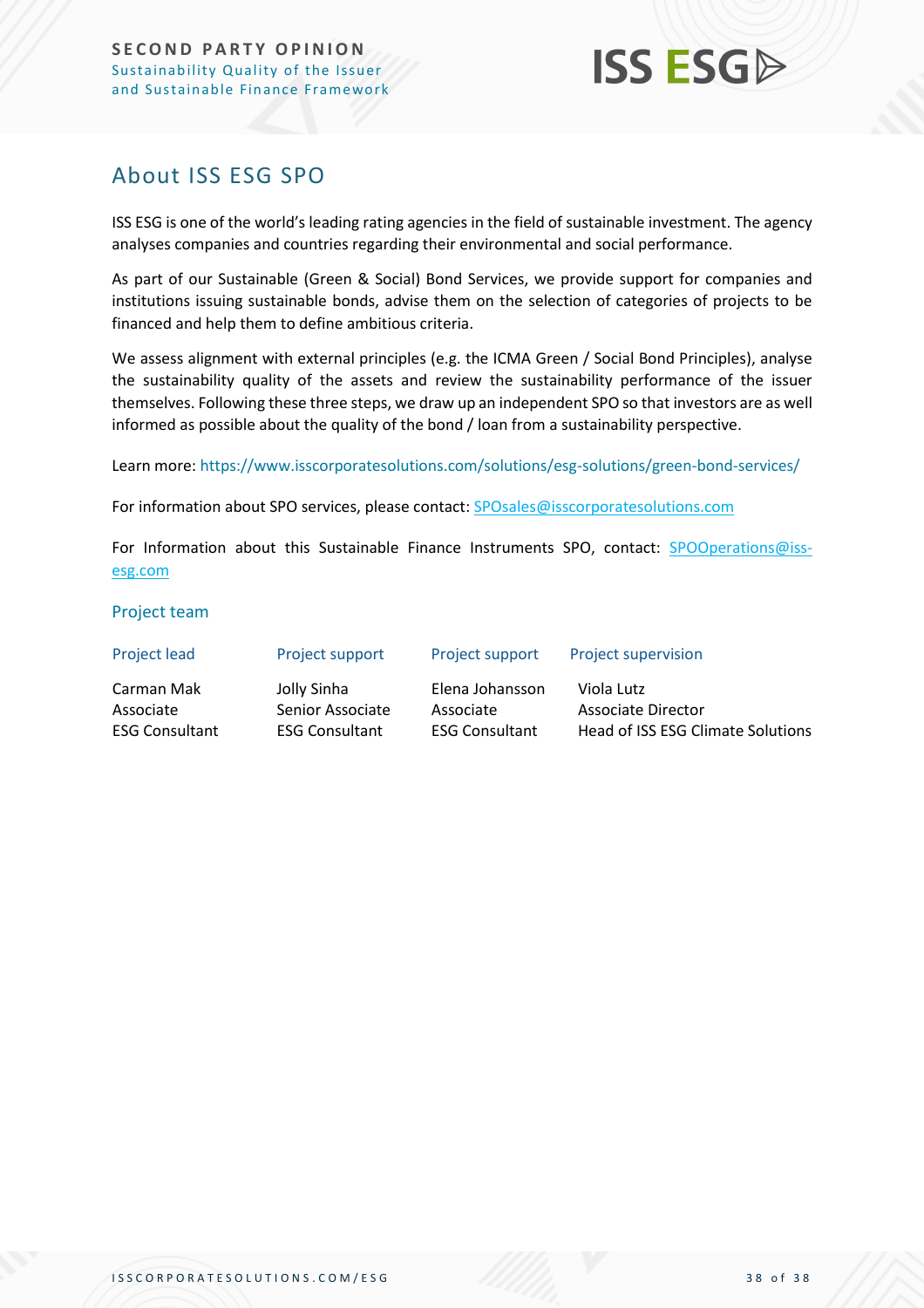## About ISS ESG SPO

ISS ESG is one of the world's leading rating agencies in the field of sustainable investment. The agency analyses companies and countries regarding their environmental and social performance.

As part of our Sustainable (Green & Social) Bond Services, we provide support for companies and institutions issuing sustainable bonds, advise them on the selection of categories of projects to be financed and help them to define ambitious criteria.

We assess alignment with external principles (e.g. the ICMA Green / Social Bond Principles), analyse the sustainability quality of the assets and review the sustainability performance of the issuer themselves. Following these three steps, we draw up an independent SPO so that investors are as well informed as possible about the quality of the bond / loan from a sustainability perspective.

Learn more: https://www.isscorporatesolutions.com/solutions/esg-solutions/green-bond-services/

For information about SPO services, please contact: SPOsales@isscorporatesolutions.com

For Information about this Sustainable Finance Instruments SPO, contact: SPOOperations@iss-esg.com

### Project team

| Project lead | Project support | Project support | Project supervision |
|---|---|---|---|
| Carman Mak<br>Associate<br>ESG Consultant | Jolly Sinha<br>Senior Associate<br>ESG Consultant | Elena Johansson<br>Associate<br>ESG Consultant | Viola Lutz<br>Associate Director<br>Head of ISS ESG Climate Solutions |